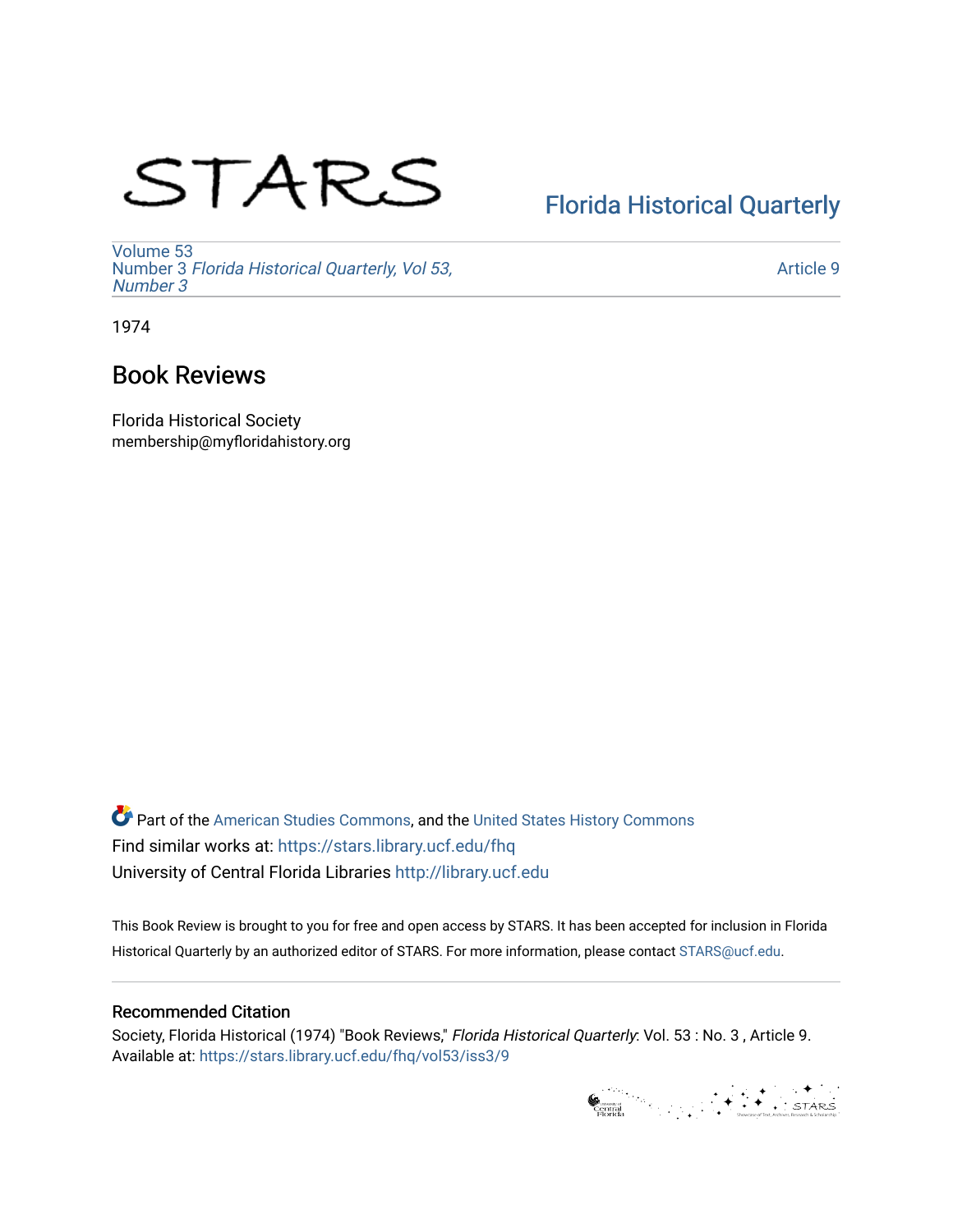# STARS

[Florida Historical Quarterly](https://stars.library.ucf.edu/fhq)

Volume 53
Number 3 *Florida Historical Quarterly, Vol 53, Number 3*

Article 9

1974

## Book Reviews

Florida Historical Society
membership@myfloridahistory.org

Part of the American Studies Commons, and the United States History Commons
Find similar works at: https://stars.library.ucf.edu/fhq
University of Central Florida Libraries http://library.ucf.edu

This Book Review is brought to you for free and open access by STARS. It has been accepted for inclusion in Florida Historical Quarterly by an authorized editor of STARS. For more information, please contact STARS@ucf.edu.

### Recommended Citation

Society, Florida Historical (1974) "Book Reviews," *Florida Historical Quarterly*: Vol. 53 : No. 3 , Article 9.
Available at: https://stars.library.ucf.edu/fhq/vol53/iss3/9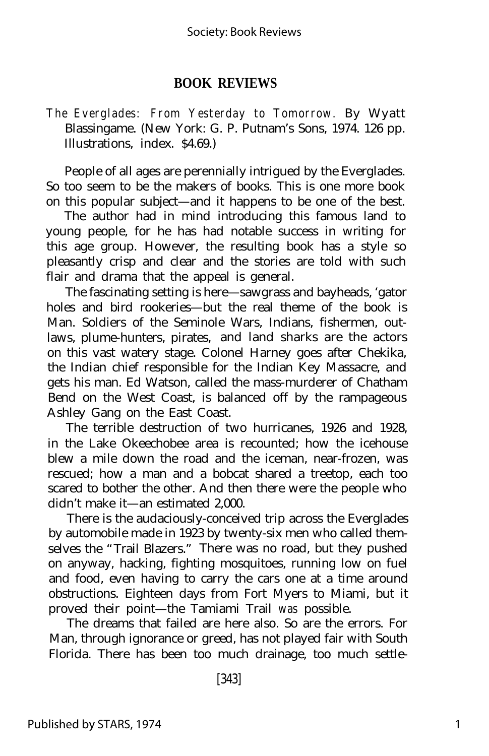## BOOK REVIEWS

*The Everglades: From Yesterday to Tomorrow.* By Wyatt Blassingame. (New York: G. P. Putnam's Sons, 1974. 126 pp. Illustrations, index. $4.69.)

People of all ages are perennially intrigued by the Everglades. So too seem to be the makers of books. This is one more book on this popular subject—and it happens to be one of the best.

The author had in mind introducing this famous land to young people, for he has had notable success in writing for this age group. However, the resulting book has a style so pleasantly crisp and clear and the stories are told with such flair and drama that the appeal is general.

The fascinating setting is here—sawgrass and bayheads, 'gator holes and bird rookeries—but the real theme of the book is Man. Soldiers of the Seminole Wars, Indians, fishermen, outlaws, plume-hunters, pirates, and land sharks are the actors on this vast watery stage. Colonel Harney goes after Chekika, the Indian chief responsible for the Indian Key Massacre, and gets his man. Ed Watson, called the mass-murderer of Chatham Bend on the West Coast, is balanced off by the rampageous Ashley Gang on the East Coast.

The terrible destruction of two hurricanes, 1926 and 1928, in the Lake Okeechobee area is recounted; how the icehouse blew a mile down the road and the iceman, near-frozen, was rescued; how a man and a bobcat shared a treetop, each too scared to bother the other. And then there were the people who didn't make it—an estimated 2,000.

There is the audaciously-conceived trip across the Everglades by automobile made in 1923 by twenty-six men who called themselves the "Trail Blazers." There was no road, but they pushed on anyway, hacking, fighting mosquitoes, running low on fuel and food, even having to carry the cars one at a time around obstructions. Eighteen days from Fort Myers to Miami, but it proved their point—the Tamiami Trail *was* possible.

The dreams that failed are here also. So are the errors. For Man, through ignorance or greed, has not played fair with South Florida. There has been too much drainage, too much settle-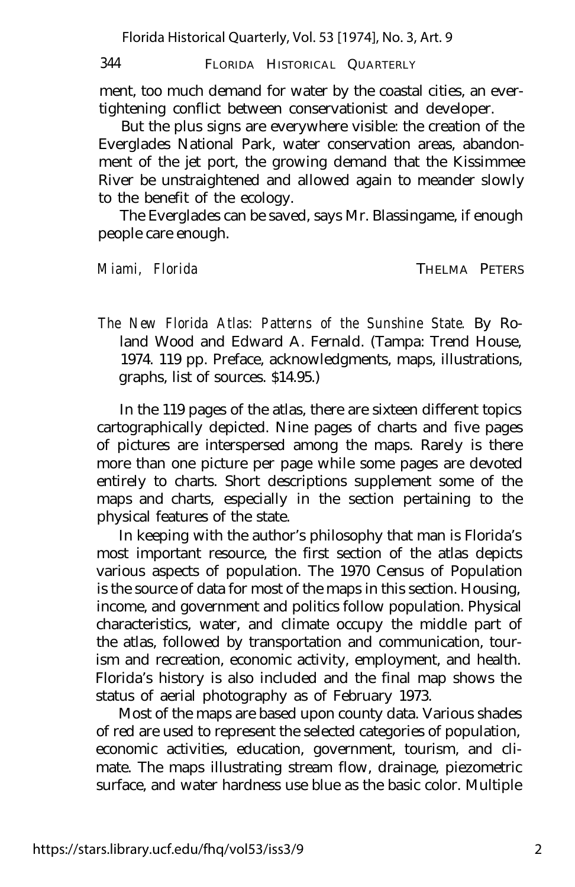ment, too much demand for water by the coastal cities, an ever-tightening conflict between conservationist and developer.

But the plus signs are everywhere visible: the creation of the Everglades National Park, water conservation areas, abandonment of the jet port, the growing demand that the Kissimmee River be unstraightened and allowed again to meander slowly to the benefit of the ecology.

The Everglades can be saved, says Mr. Blassingame, if enough people care enough.

*Miami, Florida* THELMA PETERS

*The New Florida Atlas: Patterns of the Sunshine State.* By Roland Wood and Edward A. Fernald. (Tampa: Trend House, 1974. 119 pp. Preface, acknowledgments, maps, illustrations, graphs, list of sources. $14.95.)

In the 119 pages of the atlas, there are sixteen different topics cartographically depicted. Nine pages of charts and five pages of pictures are interspersed among the maps. Rarely is there more than one picture per page while some pages are devoted entirely to charts. Short descriptions supplement some of the maps and charts, especially in the section pertaining to the physical features of the state.

In keeping with the author's philosophy that man is Florida's most important resource, the first section of the atlas depicts various aspects of population. The 1970 Census of Population is the source of data for most of the maps in this section. Housing, income, and government and politics follow population. Physical characteristics, water, and climate occupy the middle part of the atlas, followed by transportation and communication, tourism and recreation, economic activity, employment, and health. Florida's history is also included and the final map shows the status of aerial photography as of February 1973.

Most of the maps are based upon county data. Various shades of red are used to represent the selected categories of population, economic activities, education, government, tourism, and climate. The maps illustrating stream flow, drainage, piezometric surface, and water hardness use blue as the basic color. Multiple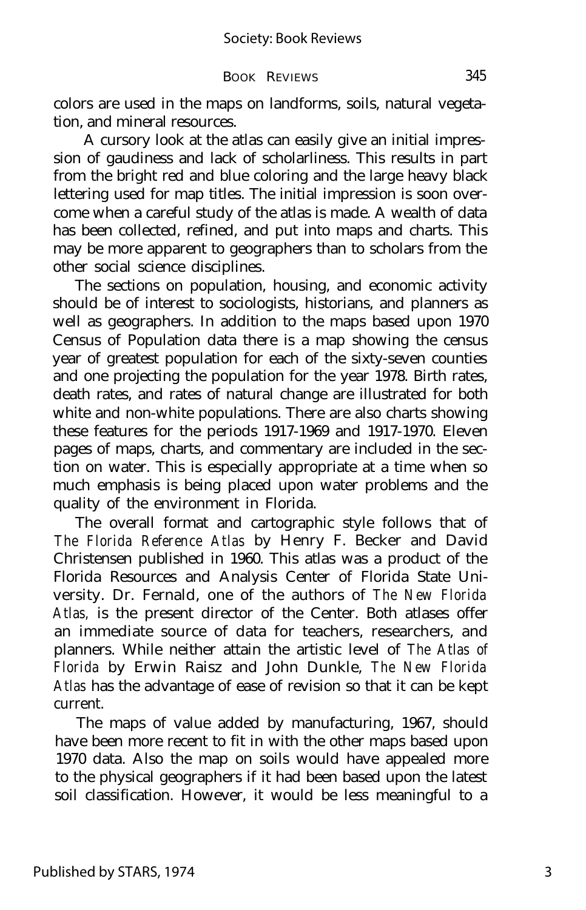colors are used in the maps on landforms, soils, natural vegetation, and mineral resources.

A cursory look at the atlas can easily give an initial impression of gaudiness and lack of scholarliness. This results in part from the bright red and blue coloring and the large heavy black lettering used for map titles. The initial impression is soon overcome when a careful study of the atlas is made. A wealth of data has been collected, refined, and put into maps and charts. This may be more apparent to geographers than to scholars from the other social science disciplines.

The sections on population, housing, and economic activity should be of interest to sociologists, historians, and planners as well as geographers. In addition to the maps based upon 1970 Census of Population data there is a map showing the census year of greatest population for each of the sixty-seven counties and one projecting the population for the year 1978. Birth rates, death rates, and rates of natural change are illustrated for both white and non-white populations. There are also charts showing these features for the periods 1917-1969 and 1917-1970. Eleven pages of maps, charts, and commentary are included in the section on water. This is especially appropriate at a time when so much emphasis is being placed upon water problems and the quality of the environment in Florida.

The overall format and cartographic style follows that of *The Florida Reference Atlas* by Henry F. Becker and David Christensen published in 1960. This atlas was a product of the Florida Resources and Analysis Center of Florida State University. Dr. Fernald, one of the authors of *The New Florida Atlas,* is the present director of the Center. Both atlases offer an immediate source of data for teachers, researchers, and planners. While neither attain the artistic level of *The Atlas of Florida* by Erwin Raisz and John Dunkle, *The New Florida Atlas* has the advantage of ease of revision so that it can be kept current.

The maps of value added by manufacturing, 1967, should have been more recent to fit in with the other maps based upon 1970 data. Also the map on soils would have appealed more to the physical geographers if it had been based upon the latest soil classification. However, it would be less meaningful to a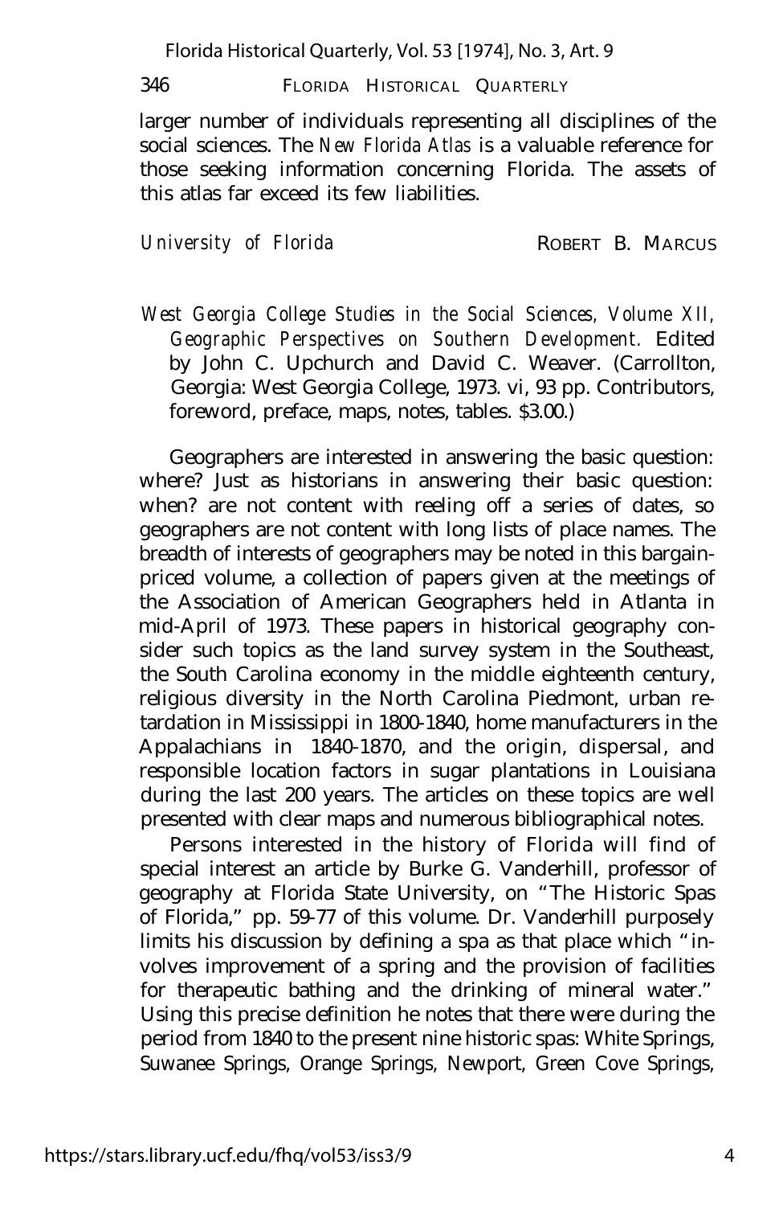larger number of individuals representing all disciplines of the social sciences. The *New Florida Atlas* is a valuable reference for those seeking information concerning Florida. The assets of this atlas far exceed its few liabilities.

*University of Florida* ROBERT B. MARCUS

*West Georgia College Studies in the Social Sciences, Volume XII, Geographic Perspectives on Southern Development.* Edited by John C. Upchurch and David C. Weaver. (Carrollton, Georgia: West Georgia College, 1973. vi, 93 pp. Contributors, foreword, preface, maps, notes, tables. $3.00.)

Geographers are interested in answering the basic question: where? Just as historians in answering their basic question: when? are not content with reeling off a series of dates, so geographers are not content with long lists of place names. The breadth of interests of geographers may be noted in this bargain-priced volume, a collection of papers given at the meetings of the Association of American Geographers held in Atlanta in mid-April of 1973. These papers in historical geography consider such topics as the land survey system in the Southeast, the South Carolina economy in the middle eighteenth century, religious diversity in the North Carolina Piedmont, urban retardation in Mississippi in 1800-1840, home manufacturers in the Appalachians in 1840-1870, and the origin, dispersal, and responsible location factors in sugar plantations in Louisiana during the last 200 years. The articles on these topics are well presented with clear maps and numerous bibliographical notes.

Persons interested in the history of Florida will find of special interest an article by Burke G. Vanderhill, professor of geography at Florida State University, on "The Historic Spas of Florida," pp. 59-77 of this volume. Dr. Vanderhill purposely limits his discussion by defining a spa as that place which "involves improvement of a spring and the provision of facilities for therapeutic bathing and the drinking of mineral water." Using this precise definition he notes that there were during the period from 1840 to the present nine historic spas: White Springs, Suwanee Springs, Orange Springs, Newport, Green Cove Springs,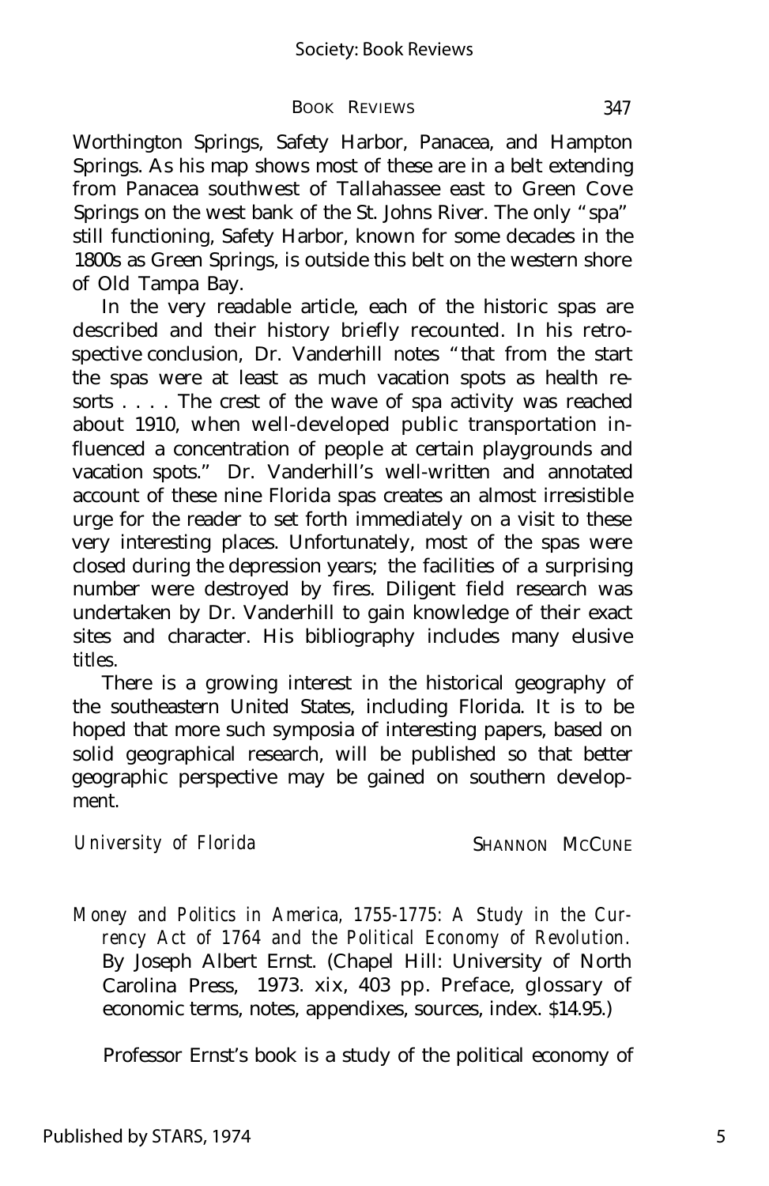Worthington Springs, Safety Harbor, Panacea, and Hampton Springs. As his map shows most of these are in a belt extending from Panacea southwest of Tallahassee east to Green Cove Springs on the west bank of the St. Johns River. The only "spa" still functioning, Safety Harbor, known for some decades in the 1800s as Green Springs, is outside this belt on the western shore of Old Tampa Bay.

In the very readable article, each of the historic spas are described and their history briefly recounted. In his retrospective conclusion, Dr. Vanderhill notes "that from the start the spas were at least as much vacation spots as health resorts . . . . The crest of the wave of spa activity was reached about 1910, when well-developed public transportation influenced a concentration of people at certain playgrounds and vacation spots." Dr. Vanderhill's well-written and annotated account of these nine Florida spas creates an almost irresistible urge for the reader to set forth immediately on a visit to these very interesting places. Unfortunately, most of the spas were closed during the depression years; the facilities of a surprising number were destroyed by fires. Diligent field research was undertaken by Dr. Vanderhill to gain knowledge of their exact sites and character. His bibliography includes many elusive titles.

There is a growing interest in the historical geography of the southeastern United States, including Florida. It is to be hoped that more such symposia of interesting papers, based on solid geographical research, will be published so that better geographic perspective may be gained on southern development.

*University of Florida* SHANNON MCCUNE

*Money and Politics in America, 1755-1775: A Study in the Currency Act of 1764 and the Political Economy of Revolution.* By Joseph Albert Ernst. (Chapel Hill: University of North Carolina Press, 1973. xix, 403 pp. Preface, glossary of economic terms, notes, appendixes, sources, index. $14.95.)

Professor Ernst's book is a study of the political economy of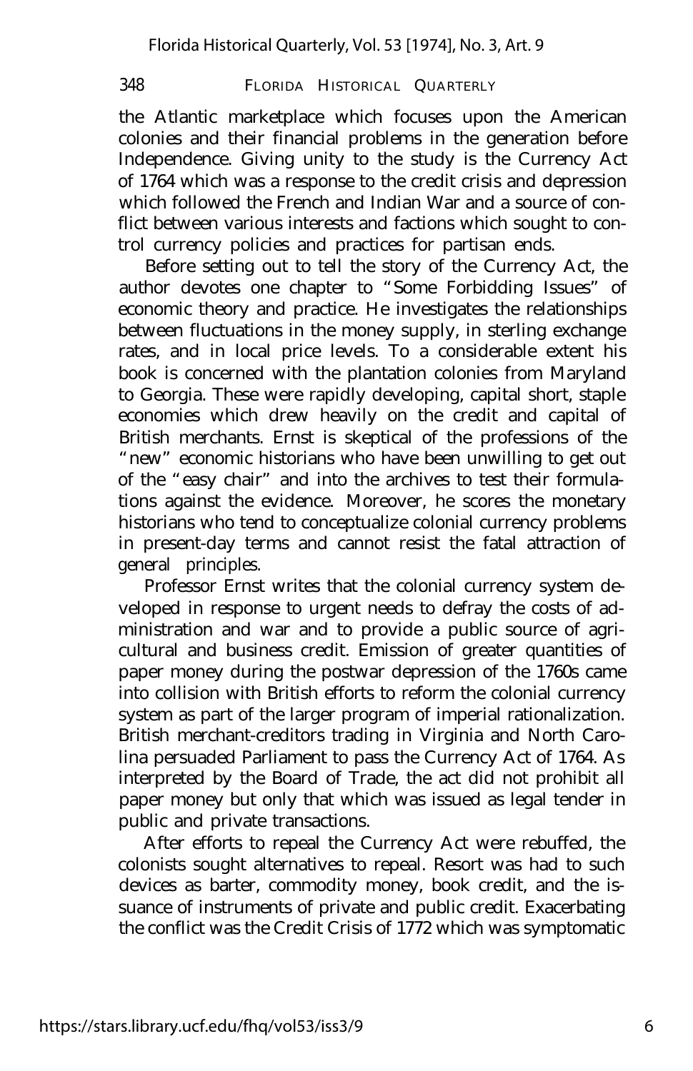the Atlantic marketplace which focuses upon the American colonies and their financial problems in the generation before Independence. Giving unity to the study is the Currency Act of 1764 which was a response to the credit crisis and depression which followed the French and Indian War and a source of conflict between various interests and factions which sought to control currency policies and practices for partisan ends.

Before setting out to tell the story of the Currency Act, the author devotes one chapter to "Some Forbidding Issues" of economic theory and practice. He investigates the relationships between fluctuations in the money supply, in sterling exchange rates, and in local price levels. To a considerable extent his book is concerned with the plantation colonies from Maryland to Georgia. These were rapidly developing, capital short, staple economies which drew heavily on the credit and capital of British merchants. Ernst is skeptical of the professions of the "new" economic historians who have been unwilling to get out of the "easy chair" and into the archives to test their formulations against the evidence. Moreover, he scores the monetary historians who tend to conceptualize colonial currency problems in present-day terms and cannot resist the fatal attraction of general principles.

Professor Ernst writes that the colonial currency system developed in response to urgent needs to defray the costs of administration and war and to provide a public source of agricultural and business credit. Emission of greater quantities of paper money during the postwar depression of the 1760s came into collision with British efforts to reform the colonial currency system as part of the larger program of imperial rationalization. British merchant-creditors trading in Virginia and North Carolina persuaded Parliament to pass the Currency Act of 1764. As interpreted by the Board of Trade, the act did not prohibit all paper money but only that which was issued as legal tender in public and private transactions.

After efforts to repeal the Currency Act were rebuffed, the colonists sought alternatives to repeal. Resort was had to such devices as barter, commodity money, book credit, and the issuance of instruments of private and public credit. Exacerbating the conflict was the Credit Crisis of 1772 which was symptomatic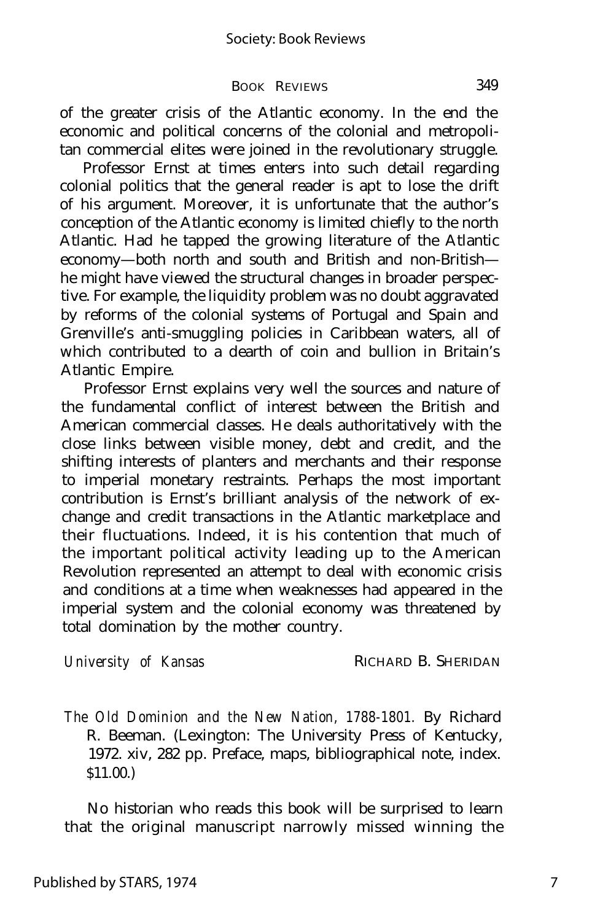of the greater crisis of the Atlantic economy. In the end the economic and political concerns of the colonial and metropolitan commercial elites were joined in the revolutionary struggle.

Professor Ernst at times enters into such detail regarding colonial politics that the general reader is apt to lose the drift of his argument. Moreover, it is unfortunate that the author's conception of the Atlantic economy is limited chiefly to the north Atlantic. Had he tapped the growing literature of the Atlantic economy—both north and south and British and non-British—he might have viewed the structural changes in broader perspective. For example, the liquidity problem was no doubt aggravated by reforms of the colonial systems of Portugal and Spain and Grenville's anti-smuggling policies in Caribbean waters, all of which contributed to a dearth of coin and bullion in Britain's Atlantic Empire.

Professor Ernst explains very well the sources and nature of the fundamental conflict of interest between the British and American commercial classes. He deals authoritatively with the close links between visible money, debt and credit, and the shifting interests of planters and merchants and their response to imperial monetary restraints. Perhaps the most important contribution is Ernst's brilliant analysis of the network of exchange and credit transactions in the Atlantic marketplace and their fluctuations. Indeed, it is his contention that much of the important political activity leading up to the American Revolution represented an attempt to deal with economic crisis and conditions at a time when weaknesses had appeared in the imperial system and the colonial economy was threatened by total domination by the mother country.

*University of Kansas* RICHARD B. SHERIDAN

*The Old Dominion and the New Nation, 1788-1801.* By Richard R. Beeman. (Lexington: The University Press of Kentucky, 1972. xiv, 282 pp. Preface, maps, bibliographical note, index. $11.00.)

No historian who reads this book will be surprised to learn that the original manuscript narrowly missed winning the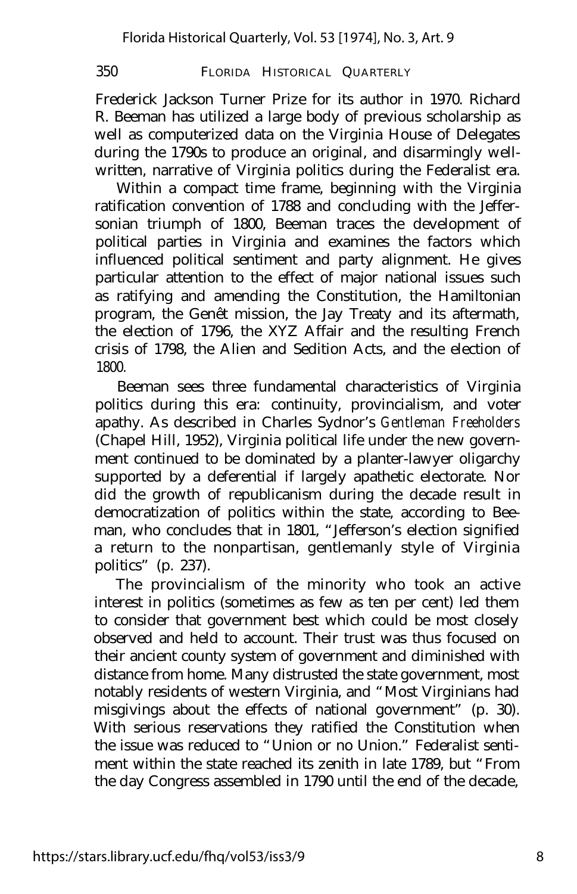Frederick Jackson Turner Prize for its author in 1970. Richard R. Beeman has utilized a large body of previous scholarship as well as computerized data on the Virginia House of Delegates during the 1790s to produce an original, and disarmingly well-written, narrative of Virginia politics during the Federalist era.

Within a compact time frame, beginning with the Virginia ratification convention of 1788 and concluding with the Jeffersonian triumph of 1800, Beeman traces the development of political parties in Virginia and examines the factors which influenced political sentiment and party alignment. He gives particular attention to the effect of major national issues such as ratifying and amending the Constitution, the Hamiltonian program, the Genêt mission, the Jay Treaty and its aftermath, the election of 1796, the XYZ Affair and the resulting French crisis of 1798, the Alien and Sedition Acts, and the election of 1800.

Beeman sees three fundamental characteristics of Virginia politics during this era: continuity, provincialism, and voter apathy. As described in Charles Sydnor's *Gentleman Freeholders* (Chapel Hill, 1952), Virginia political life under the new government continued to be dominated by a planter-lawyer oligarchy supported by a deferential if largely apathetic electorate. Nor did the growth of republicanism during the decade result in democratization of politics within the state, according to Beeman, who concludes that in 1801, "Jefferson's election signified a return to the nonpartisan, gentlemanly style of Virginia politics" (p. 237).

The provincialism of the minority who took an active interest in politics (sometimes as few as ten per cent) led them to consider that government best which could be most closely observed and held to account. Their trust was thus focused on their ancient county system of government and diminished with distance from home. Many distrusted the state government, most notably residents of western Virginia, and "Most Virginians had misgivings about the effects of national government" (p. 30). With serious reservations they ratified the Constitution when the issue was reduced to "Union or no Union." Federalist sentiment within the state reached its zenith in late 1789, but "From the day Congress assembled in 1790 until the end of the decade,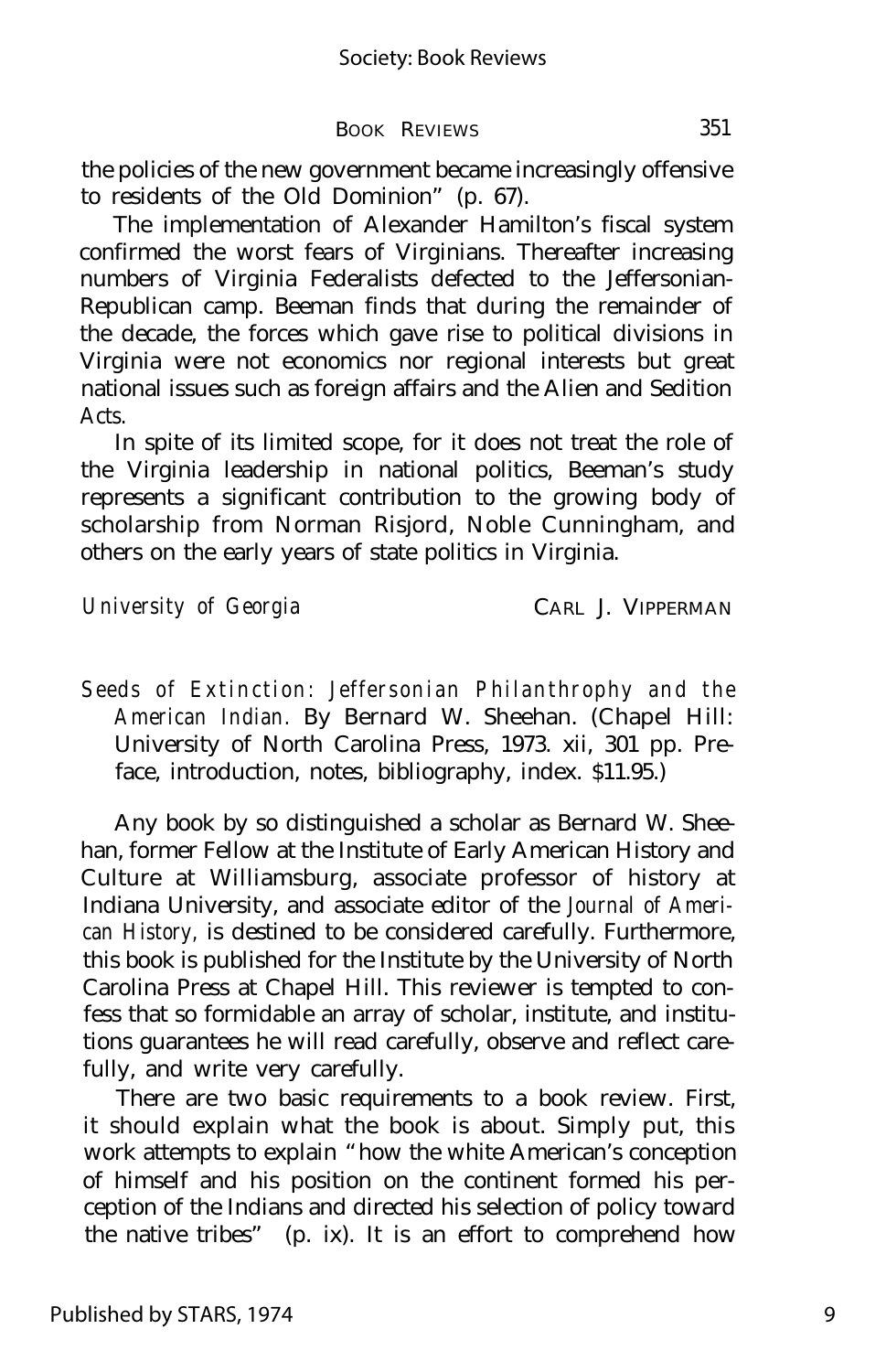the policies of the new government became increasingly offensive to residents of the Old Dominion" (p. 67).

The implementation of Alexander Hamilton's fiscal system confirmed the worst fears of Virginians. Thereafter increasing numbers of Virginia Federalists defected to the Jeffersonian-Republican camp. Beeman finds that during the remainder of the decade, the forces which gave rise to political divisions in Virginia were not economics nor regional interests but great national issues such as foreign affairs and the Alien and Sedition Acts.

In spite of its limited scope, for it does not treat the role of the Virginia leadership in national politics, Beeman's study represents a significant contribution to the growing body of scholarship from Norman Risjord, Noble Cunningham, and others on the early years of state politics in Virginia.

*University of Georgia* CARL J. VIPPERMAN

*Seeds of Extinction: Jeffersonian Philanthrophy and the American Indian.* By Bernard W. Sheehan. (Chapel Hill: University of North Carolina Press, 1973. xii, 301 pp. Preface, introduction, notes, bibliography, index. $11.95.)

Any book by so distinguished a scholar as Bernard W. Sheehan, former Fellow at the Institute of Early American History and Culture at Williamsburg, associate professor of history at Indiana University, and associate editor of the *Journal of American History,* is destined to be considered carefully. Furthermore, this book is published for the Institute by the University of North Carolina Press at Chapel Hill. This reviewer is tempted to confess that so formidable an array of scholar, institute, and institutions guarantees he will read carefully, observe and reflect carefully, and write very carefully.

There are two basic requirements to a book review. First, it should explain what the book is about. Simply put, this work attempts to explain "how the white American's conception of himself and his position on the continent formed his perception of the Indians and directed his selection of policy toward the native tribes" (p. ix). It is an effort to comprehend how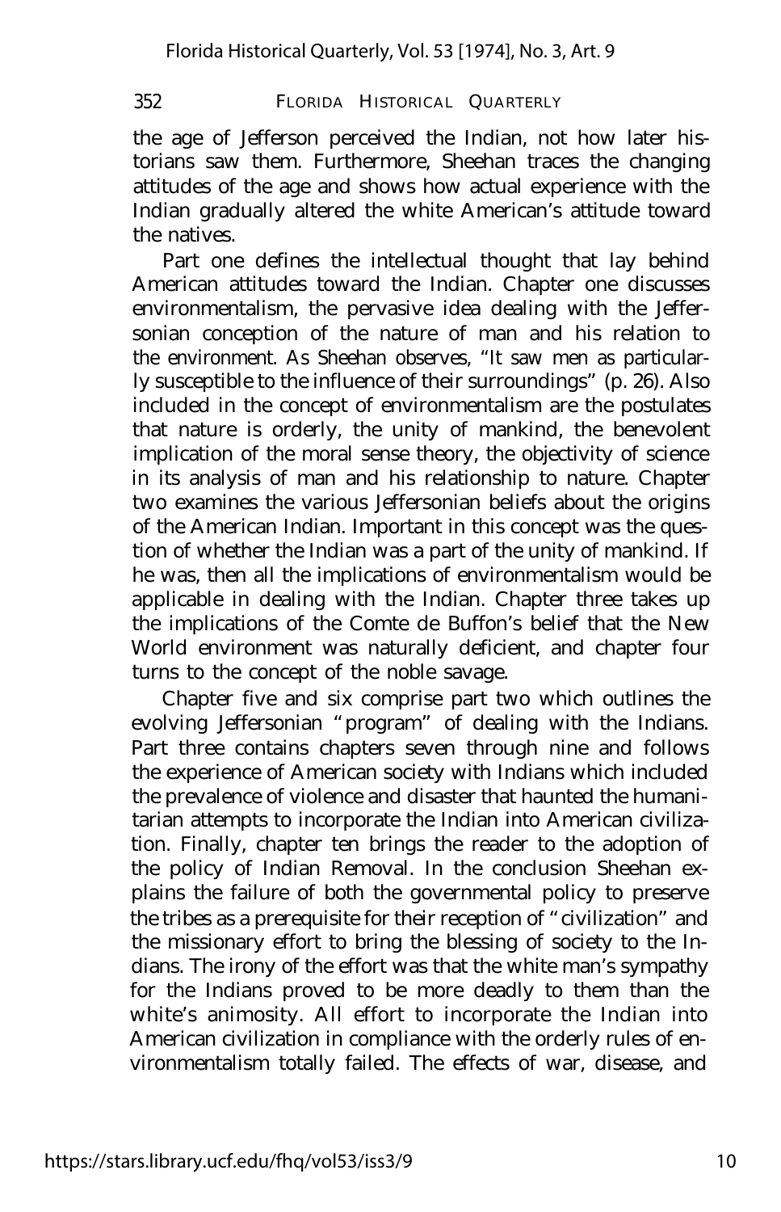the age of Jefferson perceived the Indian, not how later historians saw them. Furthermore, Sheehan traces the changing attitudes of the age and shows how actual experience with the Indian gradually altered the white American's attitude toward the natives.

Part one defines the intellectual thought that lay behind American attitudes toward the Indian. Chapter one discusses environmentalism, the pervasive idea dealing with the Jeffersonian conception of the nature of man and his relation to the environment. As Sheehan observes, "It saw men as particularly susceptible to the influence of their surroundings" (p. 26). Also included in the concept of environmentalism are the postulates that nature is orderly, the unity of mankind, the benevolent implication of the moral sense theory, the objectivity of science in its analysis of man and his relationship to nature. Chapter two examines the various Jeffersonian beliefs about the origins of the American Indian. Important in this concept was the question of whether the Indian was a part of the unity of mankind. If he was, then all the implications of environmentalism would be applicable in dealing with the Indian. Chapter three takes up the implications of the Comte de Buffon's belief that the New World environment was naturally deficient, and chapter four turns to the concept of the noble savage.

Chapter five and six comprise part two which outlines the evolving Jeffersonian "program" of dealing with the Indians. Part three contains chapters seven through nine and follows the experience of American society with Indians which included the prevalence of violence and disaster that haunted the humanitarian attempts to incorporate the Indian into American civilization. Finally, chapter ten brings the reader to the adoption of the policy of Indian Removal. In the conclusion Sheehan explains the failure of both the governmental policy to preserve the tribes as a prerequisite for their reception of "civilization" and the missionary effort to bring the blessing of society to the Indians. The irony of the effort was that the white man's sympathy for the Indians proved to be more deadly to them than the white's animosity. All effort to incorporate the Indian into American civilization in compliance with the orderly rules of environmentalism totally failed. The effects of war, disease, and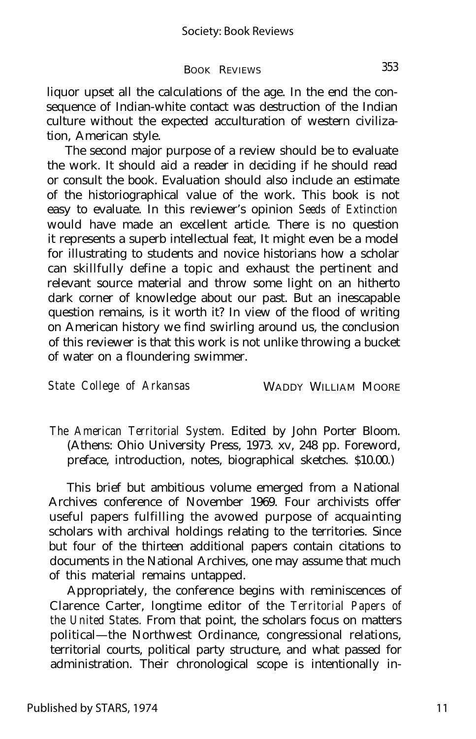liquor upset all the calculations of the age. In the end the consequence of Indian-white contact was destruction of the Indian culture without the expected acculturation of western civilization, American style.

The second major purpose of a review should be to evaluate the work. It should aid a reader in deciding if he should read or consult the book. Evaluation should also include an estimate of the historiographical value of the work. This book is not easy to evaluate. In this reviewer's opinion *Seeds of Extinction* would have made an excellent article. There is no question it represents a superb intellectual feat, It might even be a model for illustrating to students and novice historians how a scholar can skillfully define a topic and exhaust the pertinent and relevant source material and throw some light on an hitherto dark corner of knowledge about our past. But an inescapable question remains, is it worth it? In view of the flood of writing on American history we find swirling around us, the conclusion of this reviewer is that this work is not unlike throwing a bucket of water on a floundering swimmer.

*State College of Arkansas* WADDY WILLIAM MOORE

*The American Territorial System.* Edited by John Porter Bloom. (Athens: Ohio University Press, 1973. xv, 248 pp. Foreword, preface, introduction, notes, biographical sketches. $10.00.)

This brief but ambitious volume emerged from a National Archives conference of November 1969. Four archivists offer useful papers fulfilling the avowed purpose of acquainting scholars with archival holdings relating to the territories. Since but four of the thirteen additional papers contain citations to documents in the National Archives, one may assume that much of this material remains untapped.

Appropriately, the conference begins with reminiscences of Clarence Carter, longtime editor of the *Territorial Papers of the United States.* From that point, the scholars focus on matters political—the Northwest Ordinance, congressional relations, territorial courts, political party structure, and what passed for administration. Their chronological scope is intentionally in-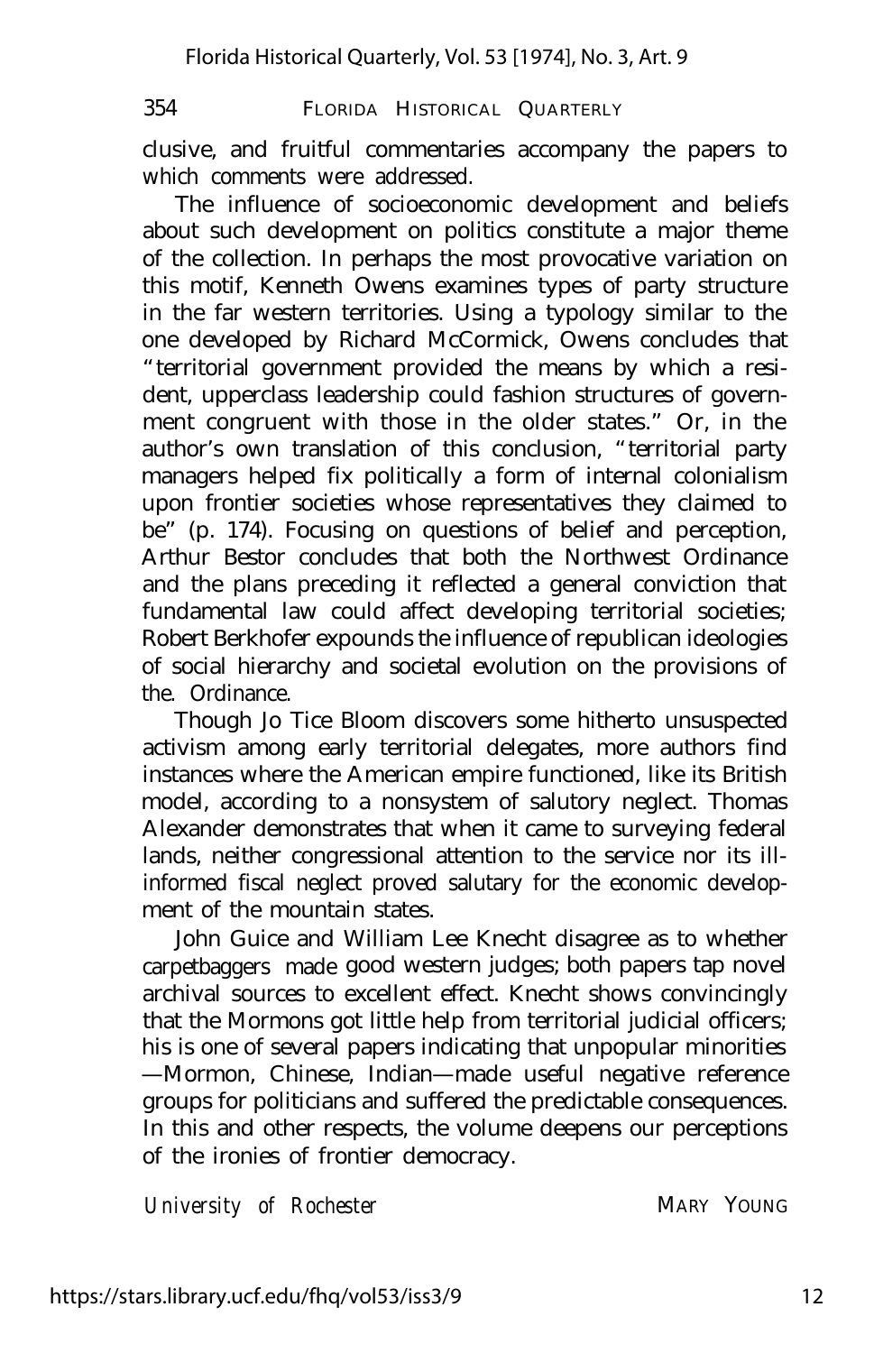clusive, and fruitful commentaries accompany the papers to which comments were addressed.

The influence of socioeconomic development and beliefs about such development on politics constitute a major theme of the collection. In perhaps the most provocative variation on this motif, Kenneth Owens examines types of party structure in the far western territories. Using a typology similar to the one developed by Richard McCormick, Owens concludes that "territorial government provided the means by which a resident, upperclass leadership could fashion structures of government congruent with those in the older states." Or, in the author's own translation of this conclusion, "territorial party managers helped fix politically a form of internal colonialism upon frontier societies whose representatives they claimed to be" (p. 174). Focusing on questions of belief and perception, Arthur Bestor concludes that both the Northwest Ordinance and the plans preceding it reflected a general conviction that fundamental law could affect developing territorial societies; Robert Berkhofer expounds the influence of republican ideologies of social hierarchy and societal evolution on the provisions of the Ordinance.

Though Jo Tice Bloom discovers some hitherto unsuspected activism among early territorial delegates, more authors find instances where the American empire functioned, like its British model, according to a nonsystem of salutory neglect. Thomas Alexander demonstrates that when it came to surveying federal lands, neither congressional attention to the service nor its ill-informed fiscal neglect proved salutary for the economic development of the mountain states.

John Guice and William Lee Knecht disagree as to whether carpetbaggers made good western judges; both papers tap novel archival sources to excellent effect. Knecht shows convincingly that the Mormons got little help from territorial judicial officers; his is one of several papers indicating that unpopular minorities —Mormon, Chinese, Indian—made useful negative reference groups for politicians and suffered the predictable consequences. In this and other respects, the volume deepens our perceptions of the ironies of frontier democracy.

*University of Rochester* MARY YOUNG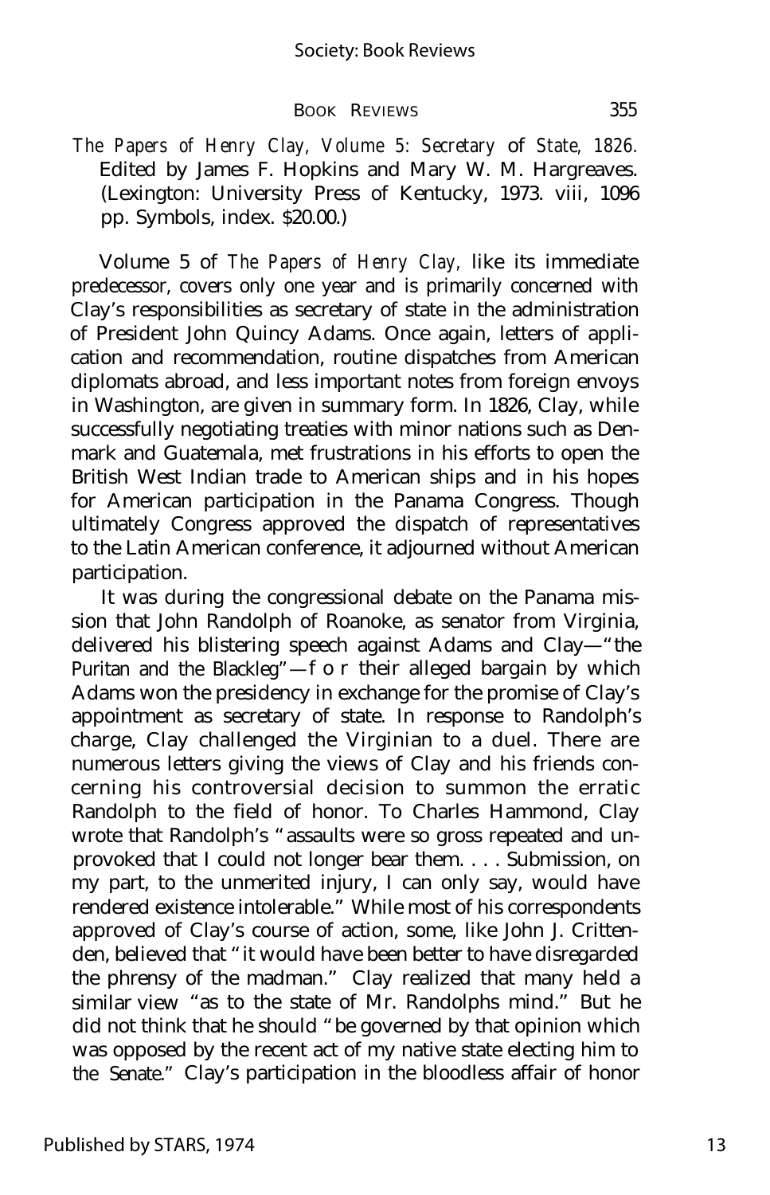*The Papers of Henry Clay, Volume 5: Secretary of State, 1826.* Edited by James F. Hopkins and Mary W. M. Hargreaves. (Lexington: University Press of Kentucky, 1973. viii, 1096 pp. Symbols, index. $20.00.)

Volume 5 of *The Papers of Henry Clay,* like its immediate predecessor, covers only one year and is primarily concerned with Clay's responsibilities as secretary of state in the administration of President John Quincy Adams. Once again, letters of application and recommendation, routine dispatches from American diplomats abroad, and less important notes from foreign envoys in Washington, are given in summary form. In 1826, Clay, while successfully negotiating treaties with minor nations such as Denmark and Guatemala, met frustrations in his efforts to open the British West Indian trade to American ships and in his hopes for American participation in the Panama Congress. Though ultimately Congress approved the dispatch of representatives to the Latin American conference, it adjourned without American participation.

It was during the congressional debate on the Panama mission that John Randolph of Roanoke, as senator from Virginia, delivered his blistering speech against Adams and Clay—"the Puritan and the Blackleg"—for their alleged bargain by which Adams won the presidency in exchange for the promise of Clay's appointment as secretary of state. In response to Randolph's charge, Clay challenged the Virginian to a duel. There are numerous letters giving the views of Clay and his friends concerning his controversial decision to summon the erratic Randolph to the field of honor. To Charles Hammond, Clay wrote that Randolph's "assaults were so gross repeated and unprovoked that I could not longer bear them. . . . Submission, on my part, to the unmerited injury, I can only say, would have rendered existence intolerable." While most of his correspondents approved of Clay's course of action, some, like John J. Crittenden, believed that "it would have been better to have disregarded the phrensy of the madman." Clay realized that many held a similar view "as to the state of Mr. Randolphs mind." But he did not think that he should "be governed by that opinion which was opposed by the recent act of my native state electing him to the Senate." Clay's participation in the bloodless affair of honor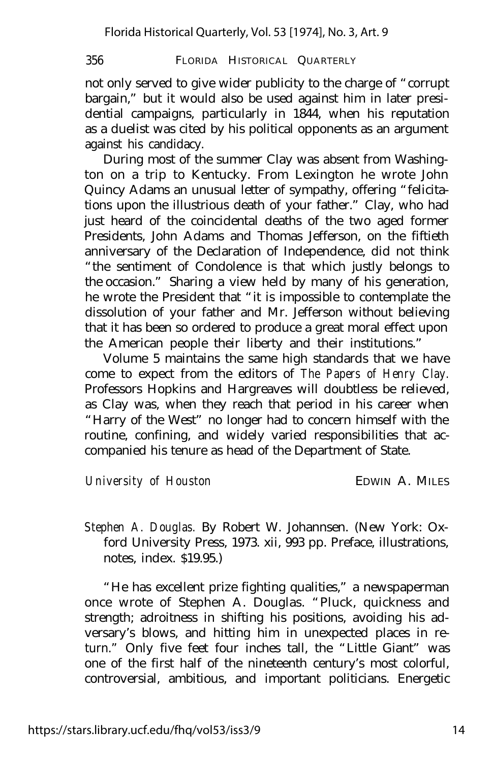not only served to give wider publicity to the charge of "corrupt bargain," but it would also be used against him in later presidential campaigns, particularly in 1844, when his reputation as a duelist was cited by his political opponents as an argument against his candidacy.

During most of the summer Clay was absent from Washington on a trip to Kentucky. From Lexington he wrote John Quincy Adams an unusual letter of sympathy, offering "felicitations upon the illustrious death of your father." Clay, who had just heard of the coincidental deaths of the two aged former Presidents, John Adams and Thomas Jefferson, on the fiftieth anniversary of the Declaration of Independence, did not think "the sentiment of Condolence is that which justly belongs to the occasion." Sharing a view held by many of his generation, he wrote the President that "it is impossible to contemplate the dissolution of your father and Mr. Jefferson without believing that it has been so ordered to produce a great moral effect upon the American people their liberty and their institutions."

Volume 5 maintains the same high standards that we have come to expect from the editors of *The Papers of Henry Clay.* Professors Hopkins and Hargreaves will doubtless be relieved, as Clay was, when they reach that period in his career when "Harry of the West" no longer had to concern himself with the routine, confining, and widely varied responsibilities that accompanied his tenure as head of the Department of State.

*University of Houston* EDWIN A. MILES

*Stephen A. Douglas.* By Robert W. Johannsen. (New York: Oxford University Press, 1973. xii, 993 pp. Preface, illustrations, notes, index. $19.95.)

"He has excellent prize fighting qualities," a newspaperman once wrote of Stephen A. Douglas. "Pluck, quickness and strength; adroitness in shifting his positions, avoiding his adversary's blows, and hitting him in unexpected places in return." Only five feet four inches tall, the "Little Giant" was one of the first half of the nineteenth century's most colorful, controversial, ambitious, and important politicians. Energetic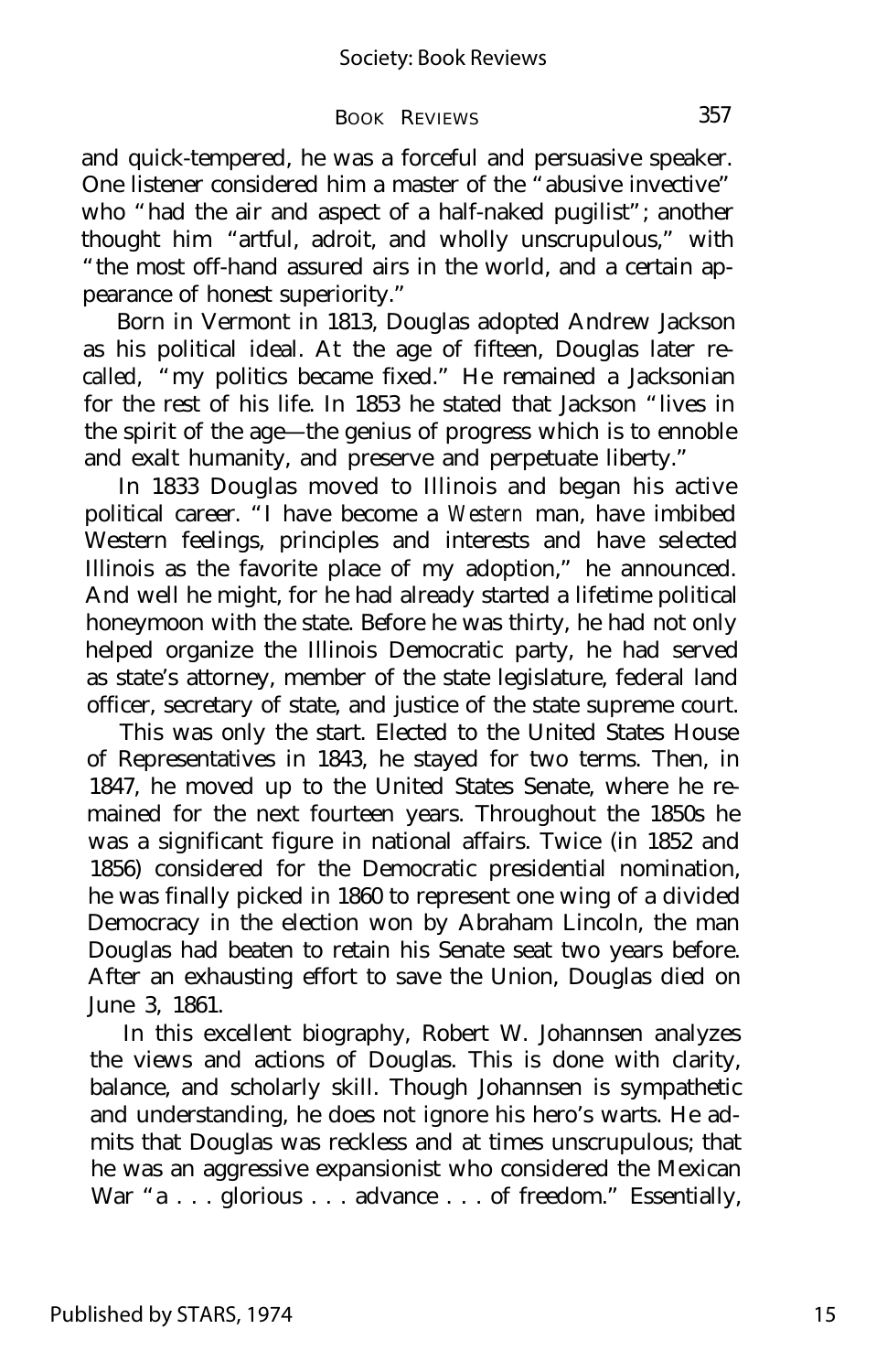and quick-tempered, he was a forceful and persuasive speaker. One listener considered him a master of the "abusive invective" who "had the air and aspect of a half-naked pugilist"; another thought him "artful, adroit, and wholly unscrupulous," with "the most off-hand assured airs in the world, and a certain appearance of honest superiority."

Born in Vermont in 1813, Douglas adopted Andrew Jackson as his political ideal. At the age of fifteen, Douglas later recalled, "my politics became fixed." He remained a Jacksonian for the rest of his life. In 1853 he stated that Jackson "lives in the spirit of the age—the genius of progress which is to ennoble and exalt humanity, and preserve and perpetuate liberty."

In 1833 Douglas moved to Illinois and began his active political career. "I have become a *Western* man, have imbibed Western feelings, principles and interests and have selected Illinois as the favorite place of my adoption," he announced. And well he might, for he had already started a lifetime political honeymoon with the state. Before he was thirty, he had not only helped organize the Illinois Democratic party, he had served as state's attorney, member of the state legislature, federal land officer, secretary of state, and justice of the state supreme court.

This was only the start. Elected to the United States House of Representatives in 1843, he stayed for two terms. Then, in 1847, he moved up to the United States Senate, where he remained for the next fourteen years. Throughout the 1850s he was a significant figure in national affairs. Twice (in 1852 and 1856) considered for the Democratic presidential nomination, he was finally picked in 1860 to represent one wing of a divided Democracy in the election won by Abraham Lincoln, the man Douglas had beaten to retain his Senate seat two years before. After an exhausting effort to save the Union, Douglas died on June 3, 1861.

In this excellent biography, Robert W. Johannsen analyzes the views and actions of Douglas. This is done with clarity, balance, and scholarly skill. Though Johannsen is sympathetic and understanding, he does not ignore his hero's warts. He admits that Douglas was reckless and at times unscrupulous; that he was an aggressive expansionist who considered the Mexican War "a . . . glorious . . . advance . . . of freedom." Essentially,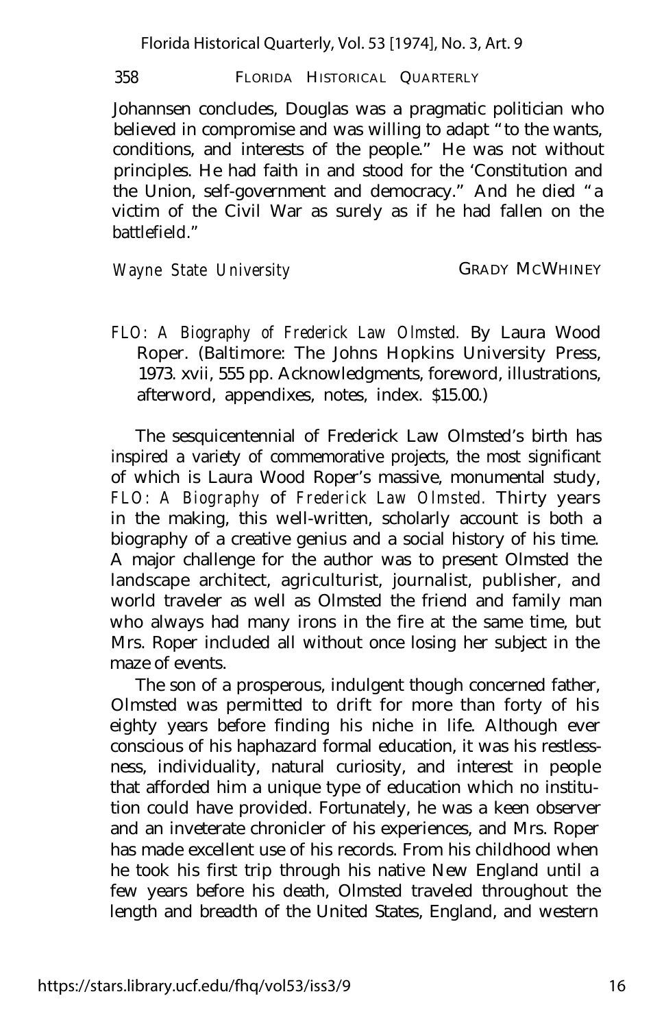Johannsen concludes, Douglas was a pragmatic politician who believed in compromise and was willing to adapt "to the wants, conditions, and interests of the people." He was not without principles. He had faith in and stood for the 'Constitution and the Union, self-government and democracy." And he died "a victim of the Civil War as surely as if he had fallen on the battlefield."

*Wayne State University* GRADY MCWHINEY

*FLO: A Biography of Frederick Law Olmsted.* By Laura Wood Roper. (Baltimore: The Johns Hopkins University Press, 1973. xvii, 555 pp. Acknowledgments, foreword, illustrations, afterword, appendixes, notes, index. $15.00.)

The sesquicentennial of Frederick Law Olmsted's birth has inspired a variety of commemorative projects, the most significant of which is Laura Wood Roper's massive, monumental study, *FLO: A Biography* of *Frederick Law Olmsted.* Thirty years in the making, this well-written, scholarly account is both a biography of a creative genius and a social history of his time. A major challenge for the author was to present Olmsted the landscape architect, agriculturist, journalist, publisher, and world traveler as well as Olmsted the friend and family man who always had many irons in the fire at the same time, but Mrs. Roper included all without once losing her subject in the maze of events.

The son of a prosperous, indulgent though concerned father, Olmsted was permitted to drift for more than forty of his eighty years before finding his niche in life. Although ever conscious of his haphazard formal education, it was his restlessness, individuality, natural curiosity, and interest in people that afforded him a unique type of education which no institution could have provided. Fortunately, he was a keen observer and an inveterate chronicler of his experiences, and Mrs. Roper has made excellent use of his records. From his childhood when he took his first trip through his native New England until a few years before his death, Olmsted traveled throughout the length and breadth of the United States, England, and western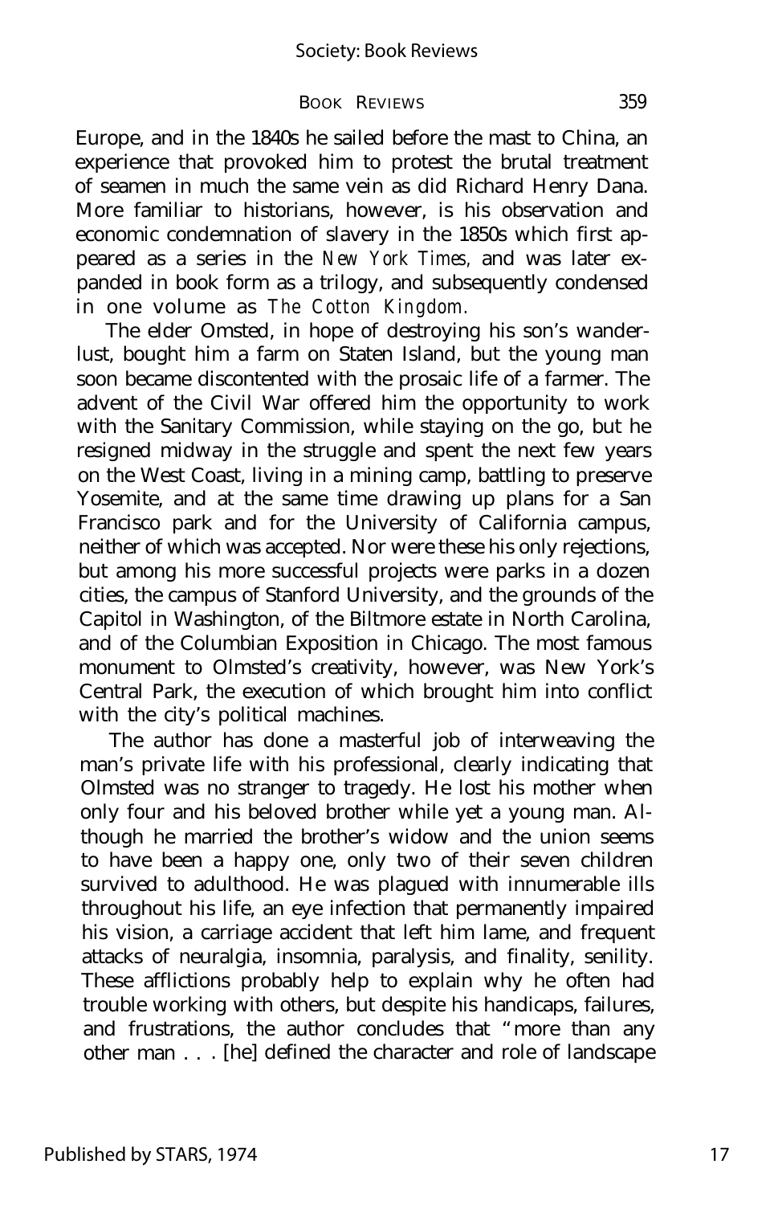Europe, and in the 1840s he sailed before the mast to China, an experience that provoked him to protest the brutal treatment of seamen in much the same vein as did Richard Henry Dana. More familiar to historians, however, is his observation and economic condemnation of slavery in the 1850s which first appeared as a series in the *New York Times,* and was later expanded in book form as a trilogy, and subsequently condensed in one volume as *The Cotton Kingdom.*

The elder Omsted, in hope of destroying his son's wanderlust, bought him a farm on Staten Island, but the young man soon became discontented with the prosaic life of a farmer. The advent of the Civil War offered him the opportunity to work with the Sanitary Commission, while staying on the go, but he resigned midway in the struggle and spent the next few years on the West Coast, living in a mining camp, battling to preserve Yosemite, and at the same time drawing up plans for a San Francisco park and for the University of California campus, neither of which was accepted. Nor were these his only rejections, but among his more successful projects were parks in a dozen cities, the campus of Stanford University, and the grounds of the Capitol in Washington, of the Biltmore estate in North Carolina, and of the Columbian Exposition in Chicago. The most famous monument to Olmsted's creativity, however, was New York's Central Park, the execution of which brought him into conflict with the city's political machines.

The author has done a masterful job of interweaving the man's private life with his professional, clearly indicating that Olmsted was no stranger to tragedy. He lost his mother when only four and his beloved brother while yet a young man. Although he married the brother's widow and the union seems to have been a happy one, only two of their seven children survived to adulthood. He was plagued with innumerable ills throughout his life, an eye infection that permanently impaired his vision, a carriage accident that left him lame, and frequent attacks of neuralgia, insomnia, paralysis, and finality, senility. These afflictions probably help to explain why he often had trouble working with others, but despite his handicaps, failures, and frustrations, the author concludes that "more than any other man . . . [he] defined the character and role of landscape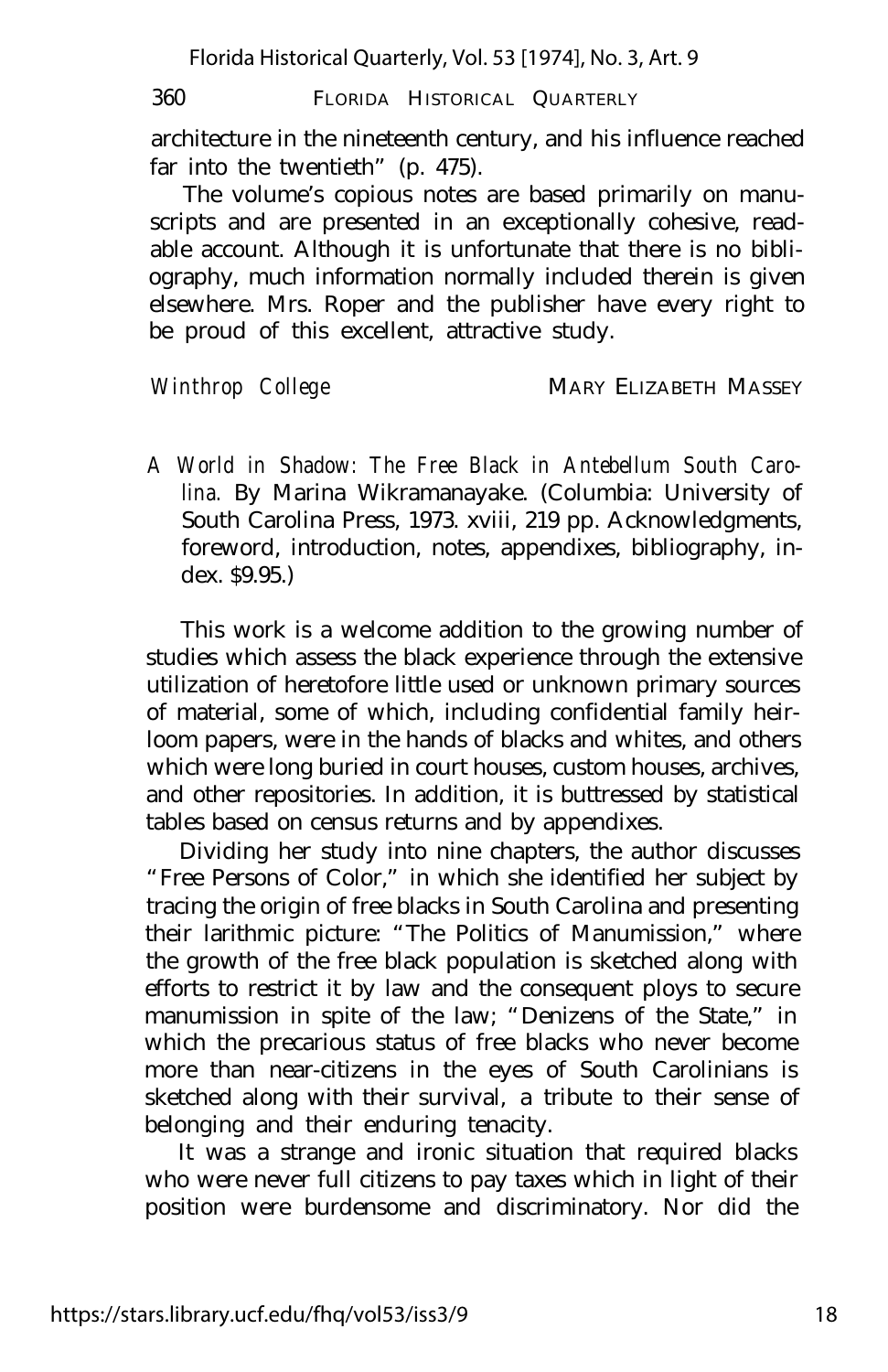architecture in the nineteenth century, and his influence reached far into the twentieth" (p. 475).

The volume's copious notes are based primarily on manuscripts and are presented in an exceptionally cohesive, readable account. Although it is unfortunate that there is no bibliography, much information normally included therein is given elsewhere. Mrs. Roper and the publisher have every right to be proud of this excellent, attractive study.

*Winthrop College* MARY ELIZABETH MASSEY

*A World in Shadow: The Free Black in Antebellum South Carolina.* By Marina Wikramanayake. (Columbia: University of South Carolina Press, 1973. xviii, 219 pp. Acknowledgments, foreword, introduction, notes, appendixes, bibliography, index. $9.95.)

This work is a welcome addition to the growing number of studies which assess the black experience through the extensive utilization of heretofore little used or unknown primary sources of material, some of which, including confidential family heirloom papers, were in the hands of blacks and whites, and others which were long buried in court houses, custom houses, archives, and other repositories. In addition, it is buttressed by statistical tables based on census returns and by appendixes.

Dividing her study into nine chapters, the author discusses "Free Persons of Color," in which she identified her subject by tracing the origin of free blacks in South Carolina and presenting their larithmic picture: "The Politics of Manumission," where the growth of the free black population is sketched along with efforts to restrict it by law and the consequent ploys to secure manumission in spite of the law; "Denizens of the State," in which the precarious status of free blacks who never become more than near-citizens in the eyes of South Carolinians is sketched along with their survival, a tribute to their sense of belonging and their enduring tenacity.

It was a strange and ironic situation that required blacks who were never full citizens to pay taxes which in light of their position were burdensome and discriminatory. Nor did the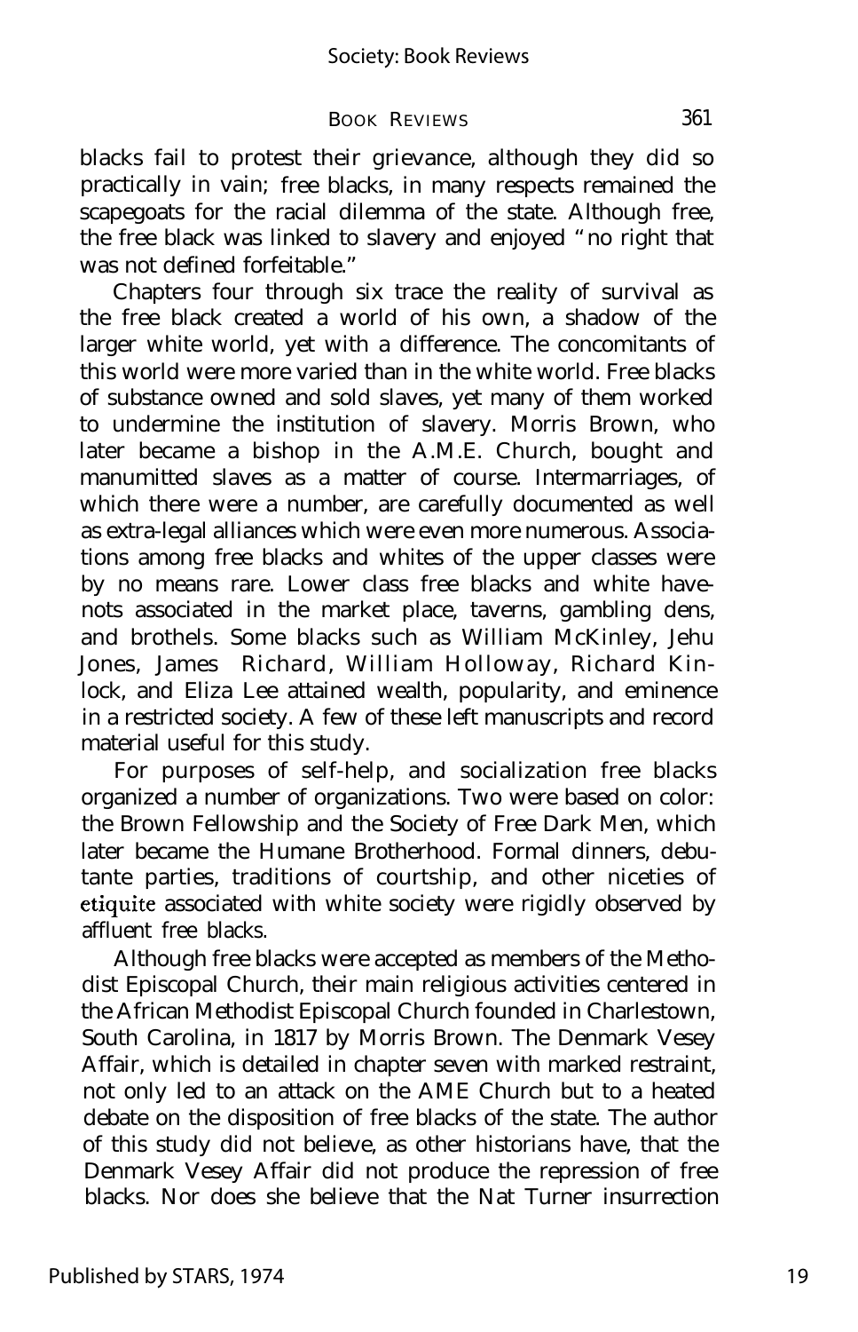blacks fail to protest their grievance, although they did so practically in vain; free blacks, in many respects remained the scapegoats for the racial dilemma of the state. Although free, the free black was linked to slavery and enjoyed "no right that was not defined forfeitable."

Chapters four through six trace the reality of survival as the free black created a world of his own, a shadow of the larger white world, yet with a difference. The concomitants of this world were more varied than in the white world. Free blacks of substance owned and sold slaves, yet many of them worked to undermine the institution of slavery. Morris Brown, who later became a bishop in the A.M.E. Church, bought and manumitted slaves as a matter of course. Intermarriages, of which there were a number, are carefully documented as well as extra-legal alliances which were even more numerous. Associations among free blacks and whites of the upper classes were by no means rare. Lower class free blacks and white have-nots associated in the market place, taverns, gambling dens, and brothels. Some blacks such as William McKinley, Jehu Jones, James Richard, William Holloway, Richard Kinlock, and Eliza Lee attained wealth, popularity, and eminence in a restricted society. A few of these left manuscripts and record material useful for this study.

For purposes of self-help, and socialization free blacks organized a number of organizations. Two were based on color: the Brown Fellowship and the Society of Free Dark Men, which later became the Humane Brotherhood. Formal dinners, debutante parties, traditions of courtship, and other niceties of etiquite associated with white society were rigidly observed by affluent free blacks.

Although free blacks were accepted as members of the Methodist Episcopal Church, their main religious activities centered in the African Methodist Episcopal Church founded in Charlestown, South Carolina, in 1817 by Morris Brown. The Denmark Vesey Affair, which is detailed in chapter seven with marked restraint, not only led to an attack on the AME Church but to a heated debate on the disposition of free blacks of the state. The author of this study did not believe, as other historians have, that the Denmark Vesey Affair did not produce the repression of free blacks. Nor does she believe that the Nat Turner insurrection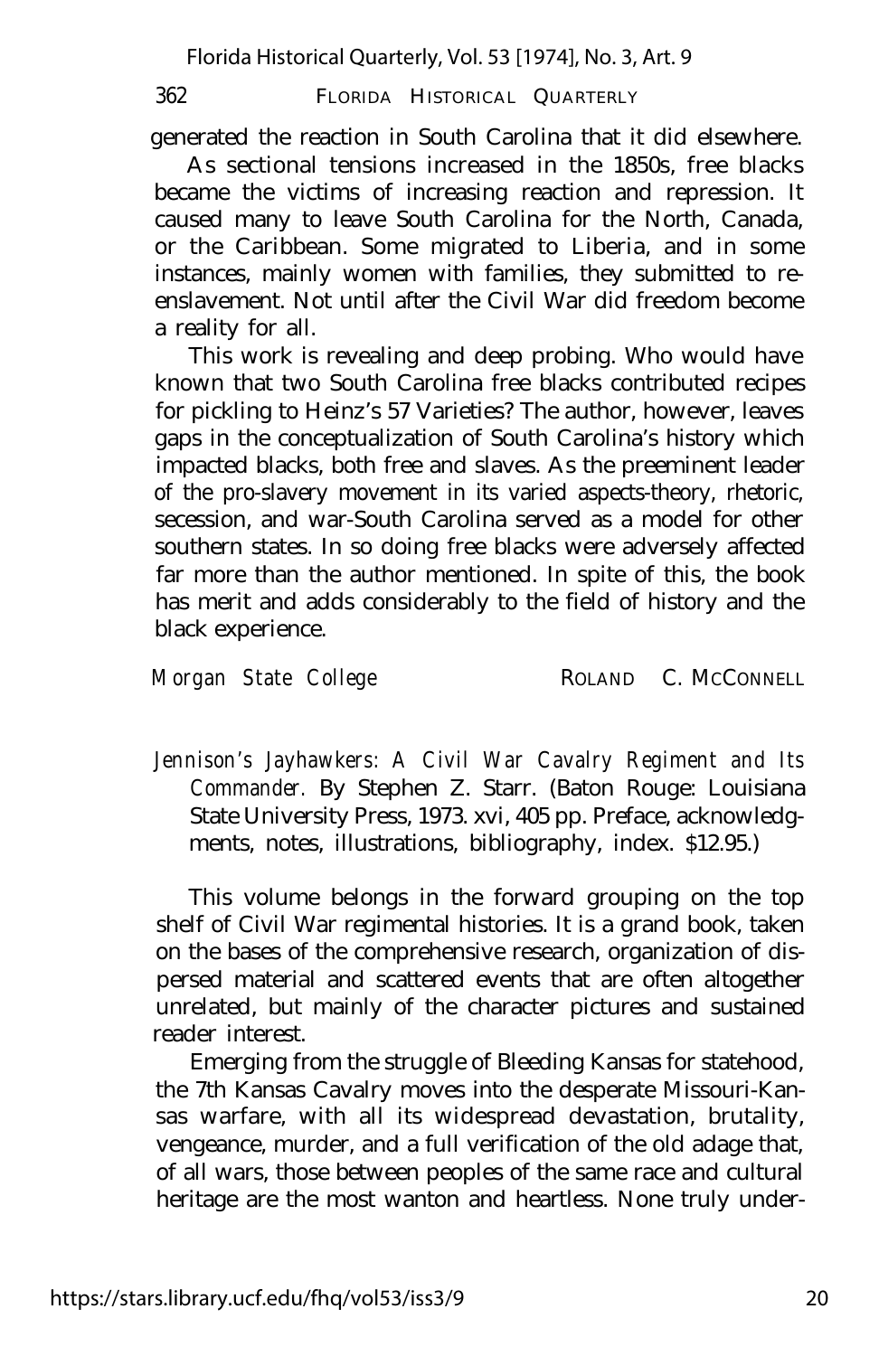generated the reaction in South Carolina that it did elsewhere.

As sectional tensions increased in the 1850s, free blacks became the victims of increasing reaction and repression. It caused many to leave South Carolina for the North, Canada, or the Caribbean. Some migrated to Liberia, and in some instances, mainly women with families, they submitted to re-enslavement. Not until after the Civil War did freedom become a reality for all.

This work is revealing and deep probing. Who would have known that two South Carolina free blacks contributed recipes for pickling to Heinz's 57 Varieties? The author, however, leaves gaps in the conceptualization of South Carolina's history which impacted blacks, both free and slaves. As the preeminent leader of the pro-slavery movement in its varied aspects-theory, rhetoric, secession, and war-South Carolina served as a model for other southern states. In so doing free blacks were adversely affected far more than the author mentioned. In spite of this, the book has merit and adds considerably to the field of history and the black experience.

*Morgan State College* ROLAND C. MCCONNELL

*Jennison's Jayhawkers: A Civil War Cavalry Regiment and Its Commander.* By Stephen Z. Starr. (Baton Rouge: Louisiana State University Press, 1973. xvi, 405 pp. Preface, acknowledgments, notes, illustrations, bibliography, index. $12.95.)

This volume belongs in the forward grouping on the top shelf of Civil War regimental histories. It is a grand book, taken on the bases of the comprehensive research, organization of dispersed material and scattered events that are often altogether unrelated, but mainly of the character pictures and sustained reader interest.

Emerging from the struggle of Bleeding Kansas for statehood, the 7th Kansas Cavalry moves into the desperate Missouri-Kansas warfare, with all its widespread devastation, brutality, vengeance, murder, and a full verification of the old adage that, of all wars, those between peoples of the same race and cultural heritage are the most wanton and heartless. None truly under-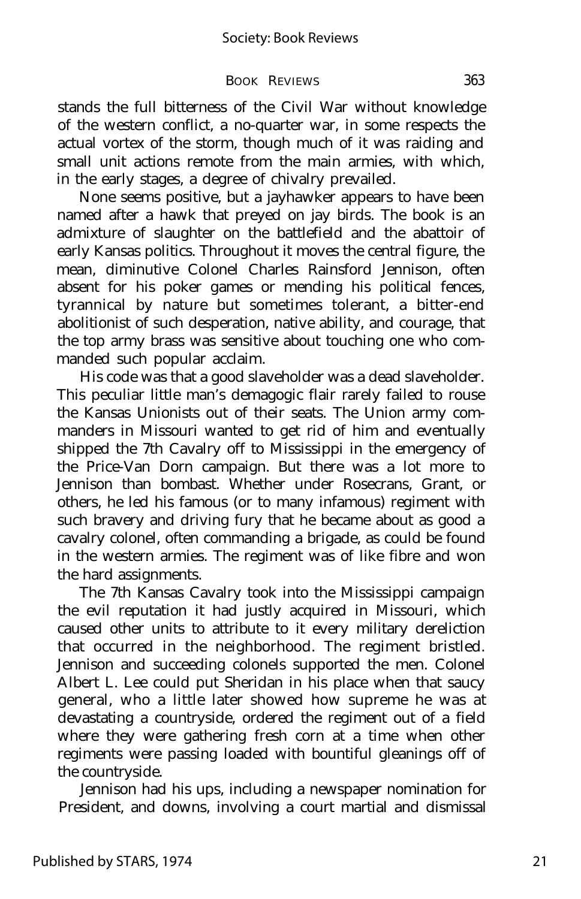stands the full bitterness of the Civil War without knowledge of the western conflict, a no-quarter war, in some respects the actual vortex of the storm, though much of it was raiding and small unit actions remote from the main armies, with which, in the early stages, a degree of chivalry prevailed.

None seems positive, but a jayhawker appears to have been named after a hawk that preyed on jay birds. The book is an admixture of slaughter on the battlefield and the abattoir of early Kansas politics. Throughout it moves the central figure, the mean, diminutive Colonel Charles Rainsford Jennison, often absent for his poker games or mending his political fences, tyrannical by nature but sometimes tolerant, a bitter-end abolitionist of such desperation, native ability, and courage, that the top army brass was sensitive about touching one who commanded such popular acclaim.

His code was that a good slaveholder was a dead slaveholder. This peculiar little man's demagogic flair rarely failed to rouse the Kansas Unionists out of their seats. The Union army commanders in Missouri wanted to get rid of him and eventually shipped the 7th Cavalry off to Mississippi in the emergency of the Price-Van Dorn campaign. But there was a lot more to Jennison than bombast. Whether under Rosecrans, Grant, or others, he led his famous (or to many infamous) regiment with such bravery and driving fury that he became about as good a cavalry colonel, often commanding a brigade, as could be found in the western armies. The regiment was of like fibre and won the hard assignments.

The 7th Kansas Cavalry took into the Mississippi campaign the evil reputation it had justly acquired in Missouri, which caused other units to attribute to it every military dereliction that occurred in the neighborhood. The regiment bristled. Jennison and succeeding colonels supported the men. Colonel Albert L. Lee could put Sheridan in his place when that saucy general, who a little later showed how supreme he was at devastating a countryside, ordered the regiment out of a field where they were gathering fresh corn at a time when other regiments were passing loaded with bountiful gleanings off of the countryside.

Jennison had his ups, including a newspaper nomination for President, and downs, involving a court martial and dismissal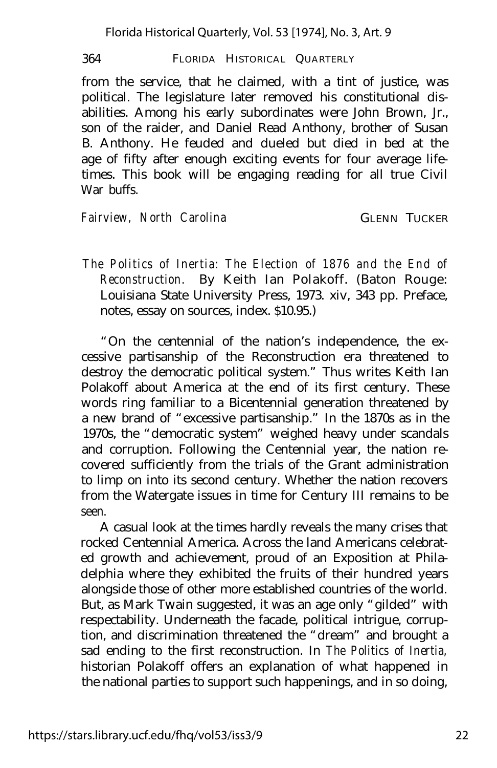from the service, that he claimed, with a tint of justice, was political. The legislature later removed his constitutional disabilities. Among his early subordinates were John Brown, Jr., son of the raider, and Daniel Read Anthony, brother of Susan B. Anthony. He feuded and dueled but died in bed at the age of fifty after enough exciting events for four average lifetimes. This book will be engaging reading for all true Civil War buffs.

*Fairview, North Carolina* GLENN TUCKER

*The Politics of Inertia: The Election of 1876 and the End of Reconstruction.* By Keith Ian Polakoff. (Baton Rouge: Louisiana State University Press, 1973. xiv, 343 pp. Preface, notes, essay on sources, index. $10.95.)

"On the centennial of the nation's independence, the excessive partisanship of the Reconstruction era threatened to destroy the democratic political system." Thus writes Keith Ian Polakoff about America at the end of its first century. These words ring familiar to a Bicentennial generation threatened by a new brand of "excessive partisanship." In the 1870s as in the 1970s, the "democratic system" weighed heavy under scandals and corruption. Following the Centennial year, the nation recovered sufficiently from the trials of the Grant administration to limp on into its second century. Whether the nation recovers from the Watergate issues in time for Century III remains to be seen.

A casual look at the times hardly reveals the many crises that rocked Centennial America. Across the land Americans celebrated growth and achievement, proud of an Exposition at Philadelphia where they exhibited the fruits of their hundred years alongside those of other more established countries of the world. But, as Mark Twain suggested, it was an age only "gilded" with respectability. Underneath the facade, political intrigue, corruption, and discrimination threatened the "dream" and brought a sad ending to the first reconstruction. In *The Politics of Inertia,* historian Polakoff offers an explanation of what happened in the national parties to support such happenings, and in so doing,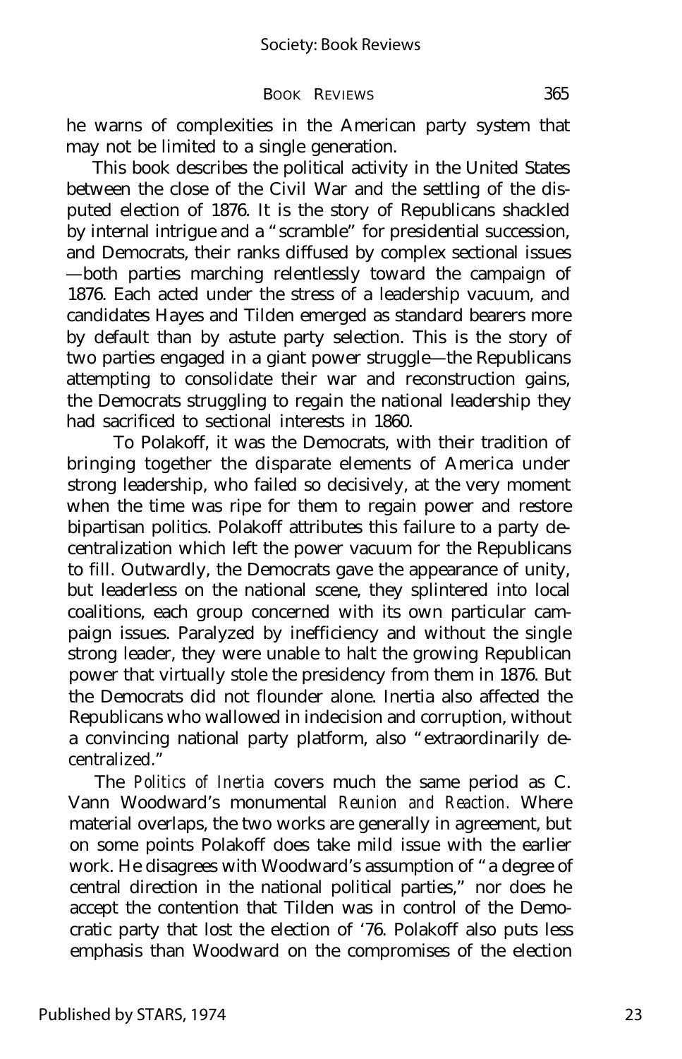he warns of complexities in the American party system that may not be limited to a single generation.

This book describes the political activity in the United States between the close of the Civil War and the settling of the disputed election of 1876. It is the story of Republicans shackled by internal intrigue and a "scramble" for presidential succession, and Democrats, their ranks diffused by complex sectional issues —both parties marching relentlessly toward the campaign of 1876. Each acted under the stress of a leadership vacuum, and candidates Hayes and Tilden emerged as standard bearers more by default than by astute party selection. This is the story of two parties engaged in a giant power struggle—the Republicans attempting to consolidate their war and reconstruction gains, the Democrats struggling to regain the national leadership they had sacrificed to sectional interests in 1860.

To Polakoff, it was the Democrats, with their tradition of bringing together the disparate elements of America under strong leadership, who failed so decisively, at the very moment when the time was ripe for them to regain power and restore bipartisan politics. Polakoff attributes this failure to a party decentralization which left the power vacuum for the Republicans to fill. Outwardly, the Democrats gave the appearance of unity, but leaderless on the national scene, they splintered into local coalitions, each group concerned with its own particular campaign issues. Paralyzed by inefficiency and without the single strong leader, they were unable to halt the growing Republican power that virtually stole the presidency from them in 1876. But the Democrats did not flounder alone. Inertia also affected the Republicans who wallowed in indecision and corruption, without a convincing national party platform, also "extraordinarily decentralized."

The *Politics of Inertia* covers much the same period as C. Vann Woodward's monumental *Reunion and Reaction.* Where material overlaps, the two works are generally in agreement, but on some points Polakoff does take mild issue with the earlier work. He disagrees with Woodward's assumption of "a degree of central direction in the national political parties," nor does he accept the contention that Tilden was in control of the Democratic party that lost the election of '76. Polakoff also puts less emphasis than Woodward on the compromises of the election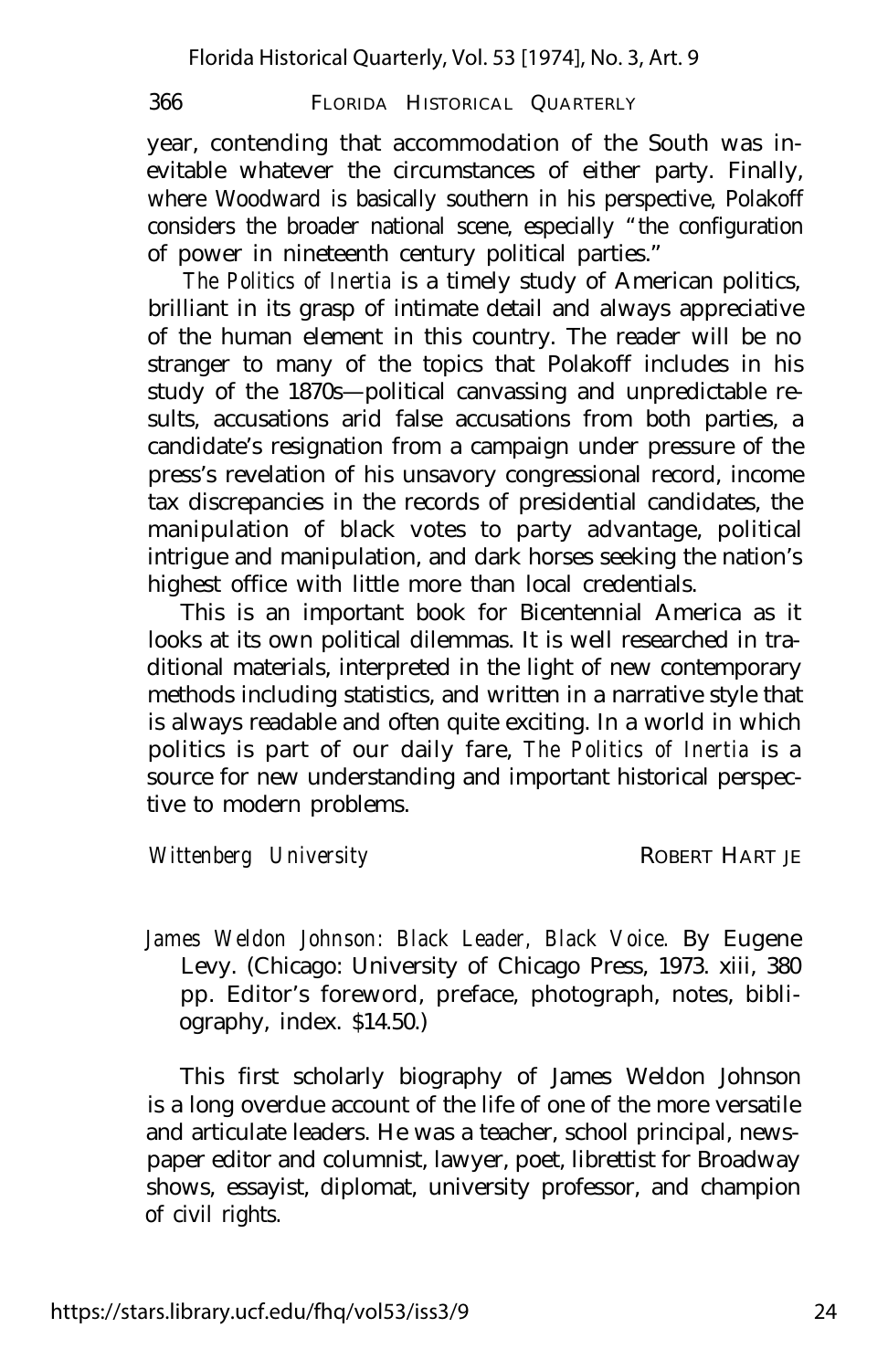year, contending that accommodation of the South was inevitable whatever the circumstances of either party. Finally, where Woodward is basically southern in his perspective, Polakoff considers the broader national scene, especially "the configuration of power in nineteenth century political parties."

*The Politics of Inertia* is a timely study of American politics, brilliant in its grasp of intimate detail and always appreciative of the human element in this country. The reader will be no stranger to many of the topics that Polakoff includes in his study of the 1870s—political canvassing and unpredictable results, accusations arid false accusations from both parties, a candidate's resignation from a campaign under pressure of the press's revelation of his unsavory congressional record, income tax discrepancies in the records of presidential candidates, the manipulation of black votes to party advantage, political intrigue and manipulation, and dark horses seeking the nation's highest office with little more than local credentials.

This is an important book for Bicentennial America as it looks at its own political dilemmas. It is well researched in traditional materials, interpreted in the light of new contemporary methods including statistics, and written in a narrative style that is always readable and often quite exciting. In a world in which politics is part of our daily fare, *The Politics of Inertia* is a source for new understanding and important historical perspective to modern problems.

*Wittenberg University* ROBERT HARTJE

*James Weldon Johnson: Black Leader, Black Voice*. By Eugene Levy. (Chicago: University of Chicago Press, 1973. xiii, 380 pp. Editor's foreword, preface, photograph, notes, bibliography, index. $14.50.)

This first scholarly biography of James Weldon Johnson is a long overdue account of the life of one of the more versatile and articulate leaders. He was a teacher, school principal, newspaper editor and columnist, lawyer, poet, librettist for Broadway shows, essayist, diplomat, university professor, and champion of civil rights.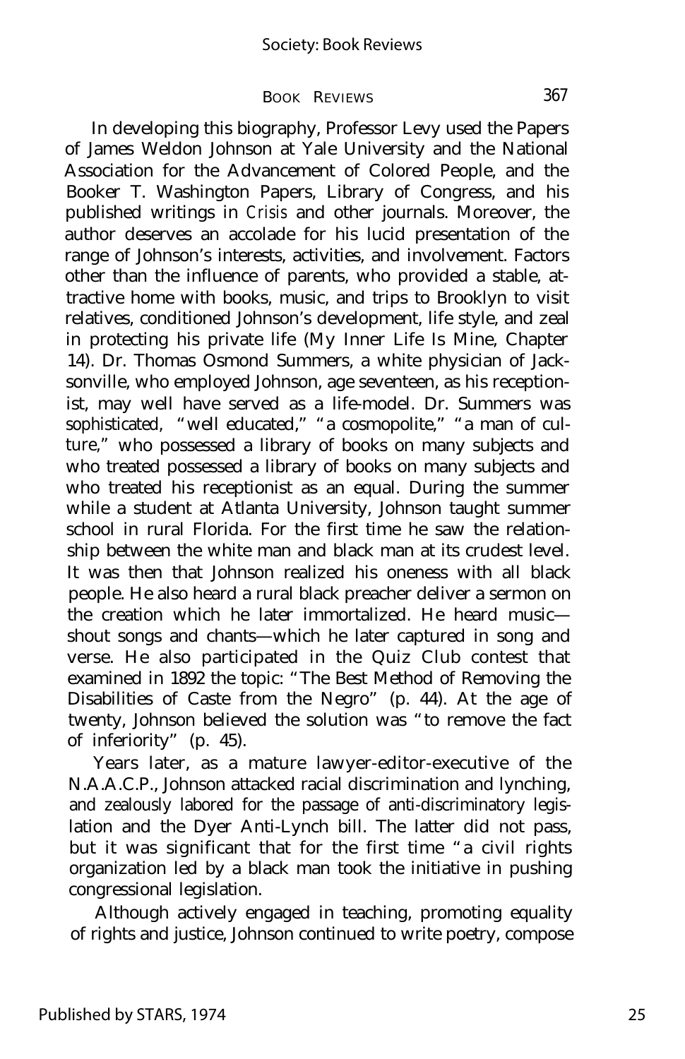In developing this biography, Professor Levy used the Papers of James Weldon Johnson at Yale University and the National Association for the Advancement of Colored People, and the Booker T. Washington Papers, Library of Congress, and his published writings in *Crisis* and other journals. Moreover, the author deserves an accolade for his lucid presentation of the range of Johnson's interests, activities, and involvement. Factors other than the influence of parents, who provided a stable, attractive home with books, music, and trips to Brooklyn to visit relatives, conditioned Johnson's development, life style, and zeal in protecting his private life (My Inner Life Is Mine, Chapter 14). Dr. Thomas Osmond Summers, a white physician of Jacksonville, who employed Johnson, age seventeen, as his receptionist, may well have served as a life-model. Dr. Summers was sophisticated, "well educated," "a cosmopolite," "a man of culture," who possessed a library of books on many subjects and who treated possessed a library of books on many subjects and who treated his receptionist as an equal. During the summer while a student at Atlanta University, Johnson taught summer school in rural Florida. For the first time he saw the relationship between the white man and black man at its crudest level. It was then that Johnson realized his oneness with all black people. He also heard a rural black preacher deliver a sermon on the creation which he later immortalized. He heard music—shout songs and chants—which he later captured in song and verse. He also participated in the Quiz Club contest that examined in 1892 the topic: "The Best Method of Removing the Disabilities of Caste from the Negro" (p. 44). At the age of twenty, Johnson believed the solution was "to remove the fact of inferiority" (p. 45).

Years later, as a mature lawyer-editor-executive of the N.A.A.C.P., Johnson attacked racial discrimination and lynching, and zealously labored for the passage of anti-discriminatory legislation and the Dyer Anti-Lynch bill. The latter did not pass, but it was significant that for the first time "a civil rights organization led by a black man took the initiative in pushing congressional legislation.

Although actively engaged in teaching, promoting equality of rights and justice, Johnson continued to write poetry, compose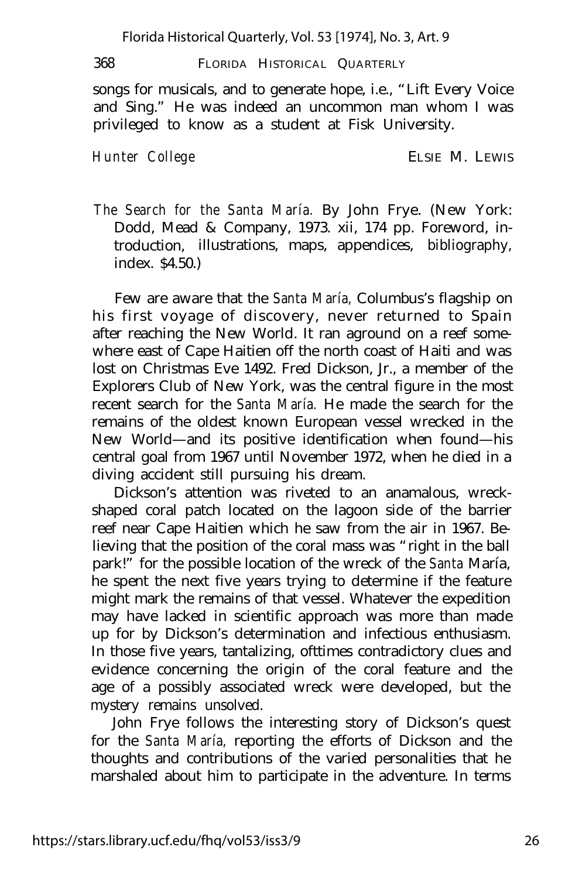songs for musicals, and to generate hope, i.e., "Lift Every Voice and Sing." He was indeed an uncommon man whom I was privileged to know as a student at Fisk University.

*Hunter College* ELSIE M. LEWIS

*The Search for the Santa María.* By John Frye. (New York: Dodd, Mead & Company, 1973. xii, 174 pp. Foreword, introduction, illustrations, maps, appendices, bibliography, index. $4.50.)

Few are aware that the *Santa María,* Columbus's flagship on his first voyage of discovery, never returned to Spain after reaching the New World. It ran aground on a reef somewhere east of Cape Haitien off the north coast of Haiti and was lost on Christmas Eve 1492. Fred Dickson, Jr., a member of the Explorers Club of New York, was the central figure in the most recent search for the *Santa María.* He made the search for the remains of the oldest known European vessel wrecked in the New World—and its positive identification when found—his central goal from 1967 until November 1972, when he died in a diving accident still pursuing his dream.

Dickson's attention was riveted to an anamalous, wreck-shaped coral patch located on the lagoon side of the barrier reef near Cape Haitien which he saw from the air in 1967. Believing that the position of the coral mass was "right in the ball park!" for the possible location of the wreck of the *Santa* María, he spent the next five years trying to determine if the feature might mark the remains of that vessel. Whatever the expedition may have lacked in scientific approach was more than made up for by Dickson's determination and infectious enthusiasm. In those five years, tantalizing, ofttimes contradictory clues and evidence concerning the origin of the coral feature and the age of a possibly associated wreck were developed, but the mystery remains unsolved.

John Frye follows the interesting story of Dickson's quest for the *Santa María,* reporting the efforts of Dickson and the thoughts and contributions of the varied personalities that he marshaled about him to participate in the adventure. In terms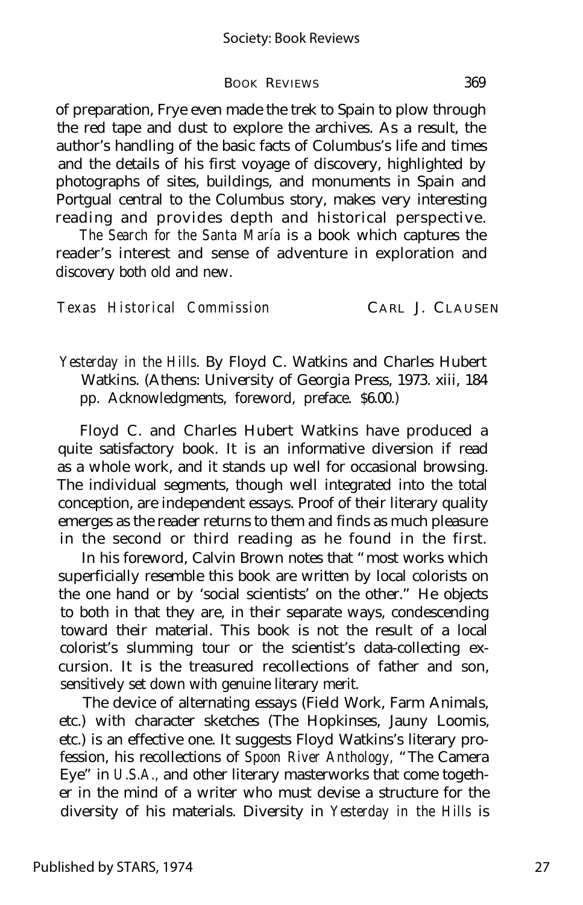of preparation, Frye even made the trek to Spain to plow through the red tape and dust to explore the archives. As a result, the author's handling of the basic facts of Columbus's life and times and the details of his first voyage of discovery, highlighted by photographs of sites, buildings, and monuments in Spain and Portgual central to the Columbus story, makes very interesting reading and provides depth and historical perspective.

*The Search for the Santa María* is a book which captures the reader's interest and sense of adventure in exploration and discovery both old and new.

*Texas Historical Commission* CARL J. CLAUSEN

*Yesterday in the Hills.* By Floyd C. Watkins and Charles Hubert Watkins. (Athens: University of Georgia Press, 1973. xiii, 184 pp. Acknowledgments, foreword, preface. $6.00.)

Floyd C. and Charles Hubert Watkins have produced a quite satisfactory book. It is an informative diversion if read as a whole work, and it stands up well for occasional browsing. The individual segments, though well integrated into the total conception, are independent essays. Proof of their literary quality emerges as the reader returns to them and finds as much pleasure in the second or third reading as he found in the first.

In his foreword, Calvin Brown notes that "most works which superficially resemble this book are written by local colorists on the one hand or by 'social scientists' on the other." He objects to both in that they are, in their separate ways, condescending toward their material. This book is not the result of a local colorist's slumming tour or the scientist's data-collecting excursion. It is the treasured recollections of father and son, sensitively set down with genuine literary merit.

The device of alternating essays (Field Work, Farm Animals, etc.) with character sketches (The Hopkinses, Jauny Loomis, etc.) is an effective one. It suggests Floyd Watkins's literary profession, his recollections of *Spoon River Anthology*, "The Camera Eye" in *U.S.A.*, and other literary masterworks that come together in the mind of a writer who must devise a structure for the diversity of his materials. Diversity in *Yesterday in the Hills* is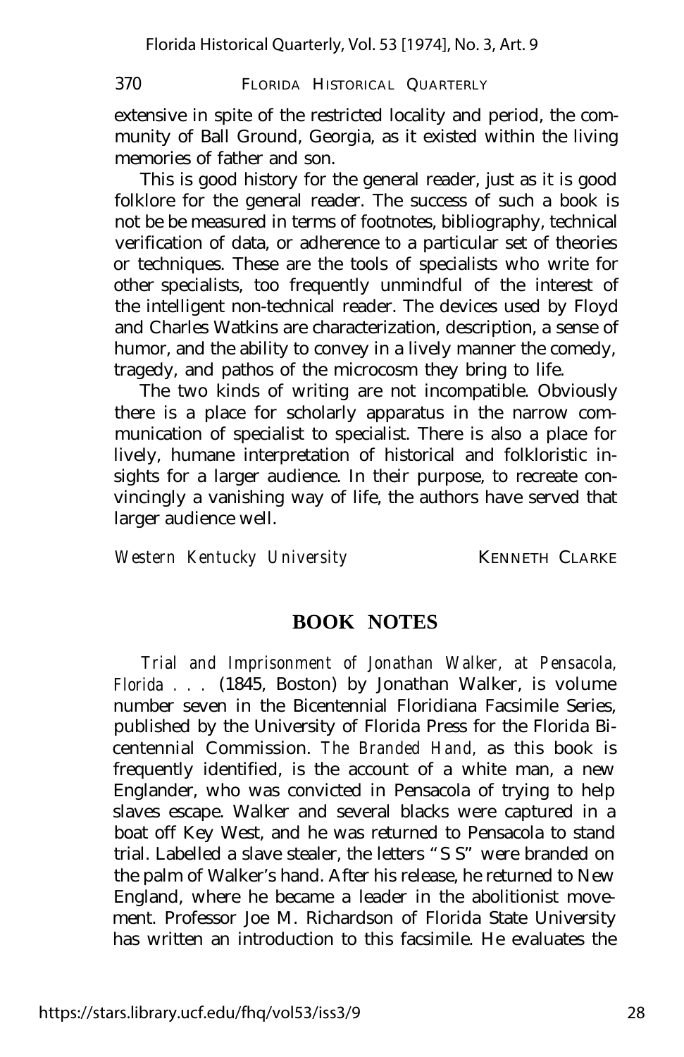extensive in spite of the restricted locality and period, the community of Ball Ground, Georgia, as it existed within the living memories of father and son.

This is good history for the general reader, just as it is good folklore for the general reader. The success of such a book is not be be measured in terms of footnotes, bibliography, technical verification of data, or adherence to a particular set of theories or techniques. These are the tools of specialists who write for other specialists, too frequently unmindful of the interest of the intelligent non-technical reader. The devices used by Floyd and Charles Watkins are characterization, description, a sense of humor, and the ability to convey in a lively manner the comedy, tragedy, and pathos of the microcosm they bring to life.

The two kinds of writing are not incompatible. Obviously there is a place for scholarly apparatus in the narrow communication of specialist to specialist. There is also a place for lively, humane interpretation of historical and folkloristic insights for a larger audience. In their purpose, to recreate convincingly a vanishing way of life, the authors have served that larger audience well.

*Western Kentucky University* KENNETH CLARKE

## BOOK NOTES

*Trial and Imprisonment of Jonathan Walker, at Pensacola, Florida . . .* (1845, Boston) by Jonathan Walker, is volume number seven in the Bicentennial Floridiana Facsimile Series, published by the University of Florida Press for the Florida Bicentennial Commission. *The Branded Hand,* as this book is frequently identified, is the account of a white man, a new Englander, who was convicted in Pensacola of trying to help slaves escape. Walker and several blacks were captured in a boat off Key West, and he was returned to Pensacola to stand trial. Labelled a slave stealer, the letters "S S" were branded on the palm of Walker's hand. After his release, he returned to New England, where he became a leader in the abolitionist movement. Professor Joe M. Richardson of Florida State University has written an introduction to this facsimile. He evaluates the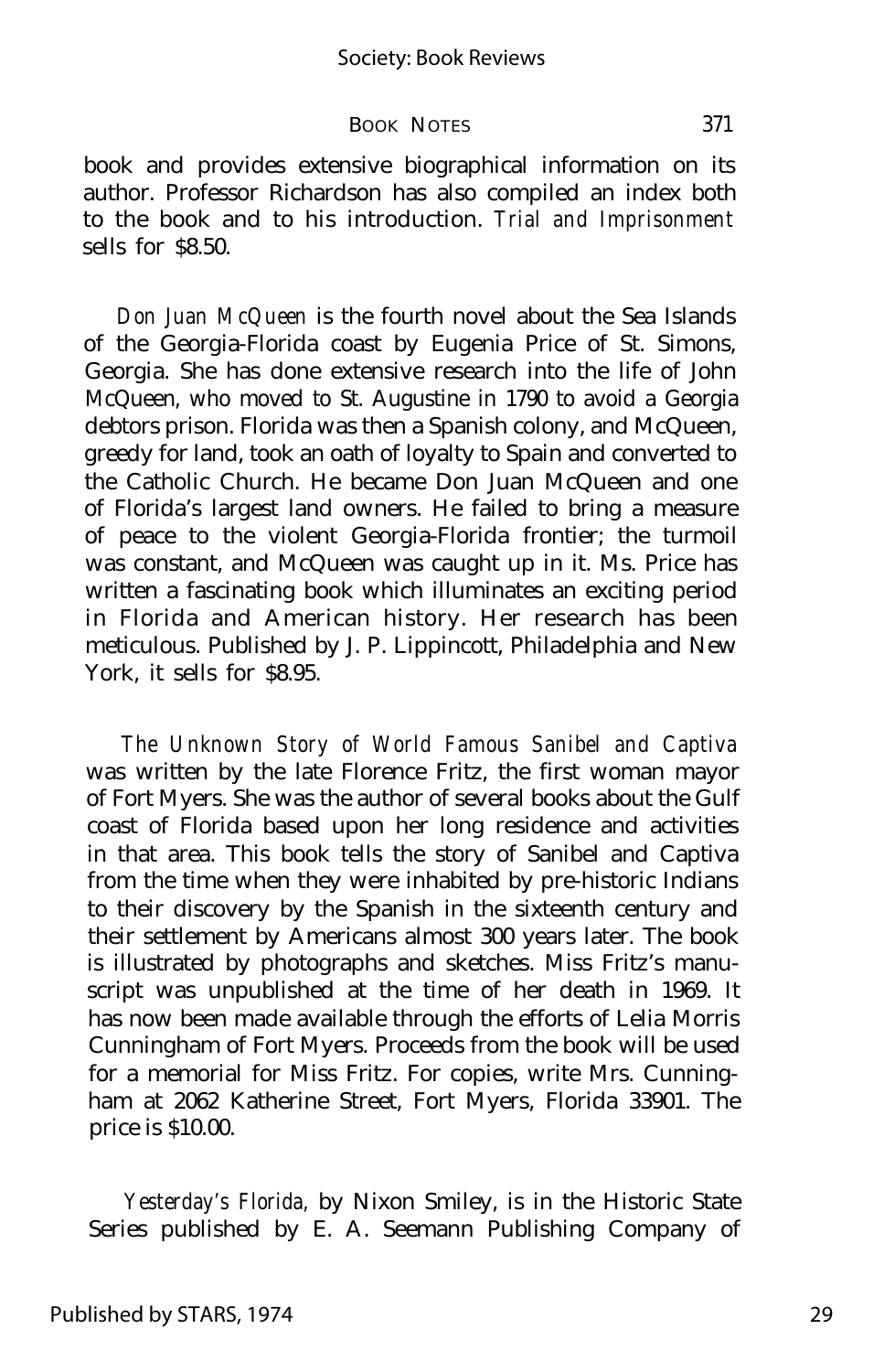book and provides extensive biographical information on its author. Professor Richardson has also compiled an index both to the book and to his introduction. *Trial and Imprisonment* sells for $8.50.

*Don Juan McQueen* is the fourth novel about the Sea Islands of the Georgia-Florida coast by Eugenia Price of St. Simons, Georgia. She has done extensive research into the life of John McQueen, who moved to St. Augustine in 1790 to avoid a Georgia debtors prison. Florida was then a Spanish colony, and McQueen, greedy for land, took an oath of loyalty to Spain and converted to the Catholic Church. He became Don Juan McQueen and one of Florida's largest land owners. He failed to bring a measure of peace to the violent Georgia-Florida frontier; the turmoil was constant, and McQueen was caught up in it. Ms. Price has written a fascinating book which illuminates an exciting period in Florida and American history. Her research has been meticulous. Published by J. P. Lippincott, Philadelphia and New York, it sells for $8.95.

*The Unknown Story of World Famous Sanibel and Captiva* was written by the late Florence Fritz, the first woman mayor of Fort Myers. She was the author of several books about the Gulf coast of Florida based upon her long residence and activities in that area. This book tells the story of Sanibel and Captiva from the time when they were inhabited by pre-historic Indians to their discovery by the Spanish in the sixteenth century and their settlement by Americans almost 300 years later. The book is illustrated by photographs and sketches. Miss Fritz's manuscript was unpublished at the time of her death in 1969. It has now been made available through the efforts of Lelia Morris Cunningham of Fort Myers. Proceeds from the book will be used for a memorial for Miss Fritz. For copies, write Mrs. Cunningham at 2062 Katherine Street, Fort Myers, Florida 33901. The price is $10.00.

*Yesterday's Florida,* by Nixon Smiley, is in the Historic State Series published by E. A. Seemann Publishing Company of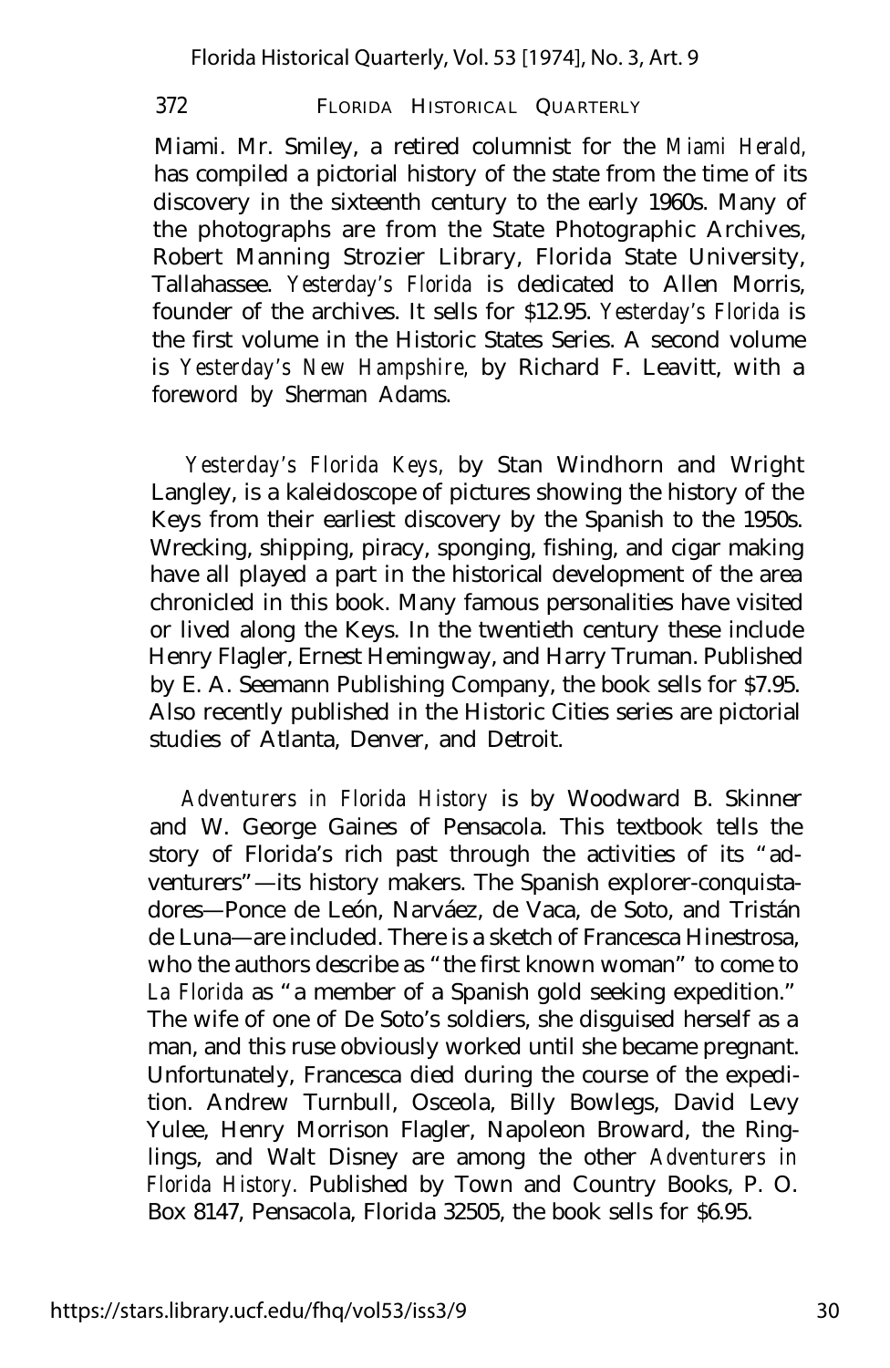Miami. Mr. Smiley, a retired columnist for the *Miami Herald,* has compiled a pictorial history of the state from the time of its discovery in the sixteenth century to the early 1960s. Many of the photographs are from the State Photographic Archives, Robert Manning Strozier Library, Florida State University, Tallahassee. *Yesterday's Florida* is dedicated to Allen Morris, founder of the archives. It sells for $12.95. *Yesterday's Florida* is the first volume in the Historic States Series. A second volume is *Yesterday's New Hampshire,* by Richard F. Leavitt, with a foreword by Sherman Adams.

*Yesterday's Florida Keys,* by Stan Windhorn and Wright Langley, is a kaleidoscope of pictures showing the history of the Keys from their earliest discovery by the Spanish to the 1950s. Wrecking, shipping, piracy, sponging, fishing, and cigar making have all played a part in the historical development of the area chronicled in this book. Many famous personalities have visited or lived along the Keys. In the twentieth century these include Henry Flagler, Ernest Hemingway, and Harry Truman. Published by E. A. Seemann Publishing Company, the book sells for $7.95. Also recently published in the Historic Cities series are pictorial studies of Atlanta, Denver, and Detroit.

*Adventurers in Florida History* is by Woodward B. Skinner and W. George Gaines of Pensacola. This textbook tells the story of Florida's rich past through the activities of its "adventurers"—its history makers. The Spanish explorer-conquistadores—Ponce de León, Narváez, de Vaca, de Soto, and Tristán de Luna—are included. There is a sketch of Francesca Hinestrosa, who the authors describe as "the first known woman" to come to *La Florida* as "a member of a Spanish gold seeking expedition." The wife of one of De Soto's soldiers, she disguised herself as a man, and this ruse obviously worked until she became pregnant. Unfortunately, Francesca died during the course of the expedition. Andrew Turnbull, Osceola, Billy Bowlegs, David Levy Yulee, Henry Morrison Flagler, Napoleon Broward, the Ringlings, and Walt Disney are among the other *Adventurers in Florida History.* Published by Town and Country Books, P. O. Box 8147, Pensacola, Florida 32505, the book sells for $6.95.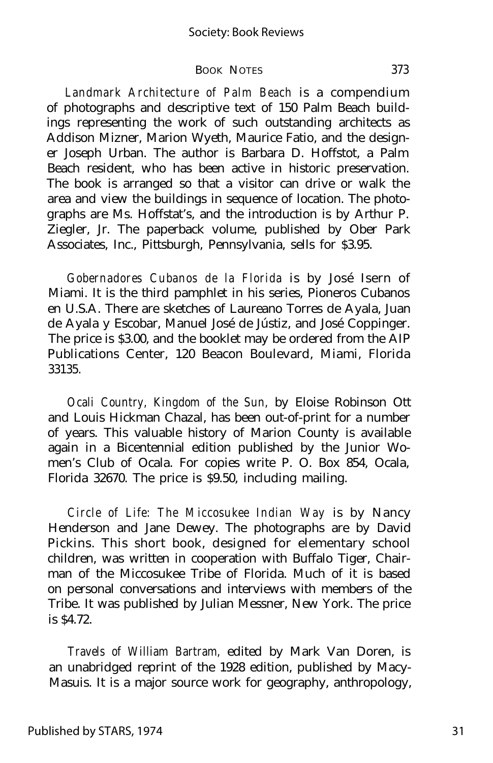*Landmark Architecture of Palm Beach* is a compendium of photographs and descriptive text of 150 Palm Beach buildings representing the work of such outstanding architects as Addison Mizner, Marion Wyeth, Maurice Fatio, and the designer Joseph Urban. The author is Barbara D. Hoffstot, a Palm Beach resident, who has been active in historic preservation. The book is arranged so that a visitor can drive or walk the area and view the buildings in sequence of location. The photographs are Ms. Hoffstat's, and the introduction is by Arthur P. Ziegler, Jr. The paperback volume, published by Ober Park Associates, Inc., Pittsburgh, Pennsylvania, sells for $3.95.

*Gobernadores Cubanos de la Florida* is by José Isern of Miami. It is the third pamphlet in his series, Pioneros Cubanos en U.S.A. There are sketches of Laureano Torres de Ayala, Juan de Ayala y Escobar, Manuel José de Jústiz, and José Coppinger. The price is $3.00, and the booklet may be ordered from the AIP Publications Center, 120 Beacon Boulevard, Miami, Florida 33135.

*Ocali Country, Kingdom of the Sun,* by Eloise Robinson Ott and Louis Hickman Chazal, has been out-of-print for a number of years. This valuable history of Marion County is available again in a Bicentennial edition published by the Junior Women's Club of Ocala. For copies write P. O. Box 854, Ocala, Florida 32670. The price is $9.50, including mailing.

*Circle of Life: The Miccosukee Indian Way* is by Nancy Henderson and Jane Dewey. The photographs are by David Pickins. This short book, designed for elementary school children, was written in cooperation with Buffalo Tiger, Chairman of the Miccosukee Tribe of Florida. Much of it is based on personal conversations and interviews with members of the Tribe. It was published by Julian Messner, New York. The price is $4.72.

*Travels of William Bartram,* edited by Mark Van Doren, is an unabridged reprint of the 1928 edition, published by Macy-Masuis. It is a major source work for geography, anthropology,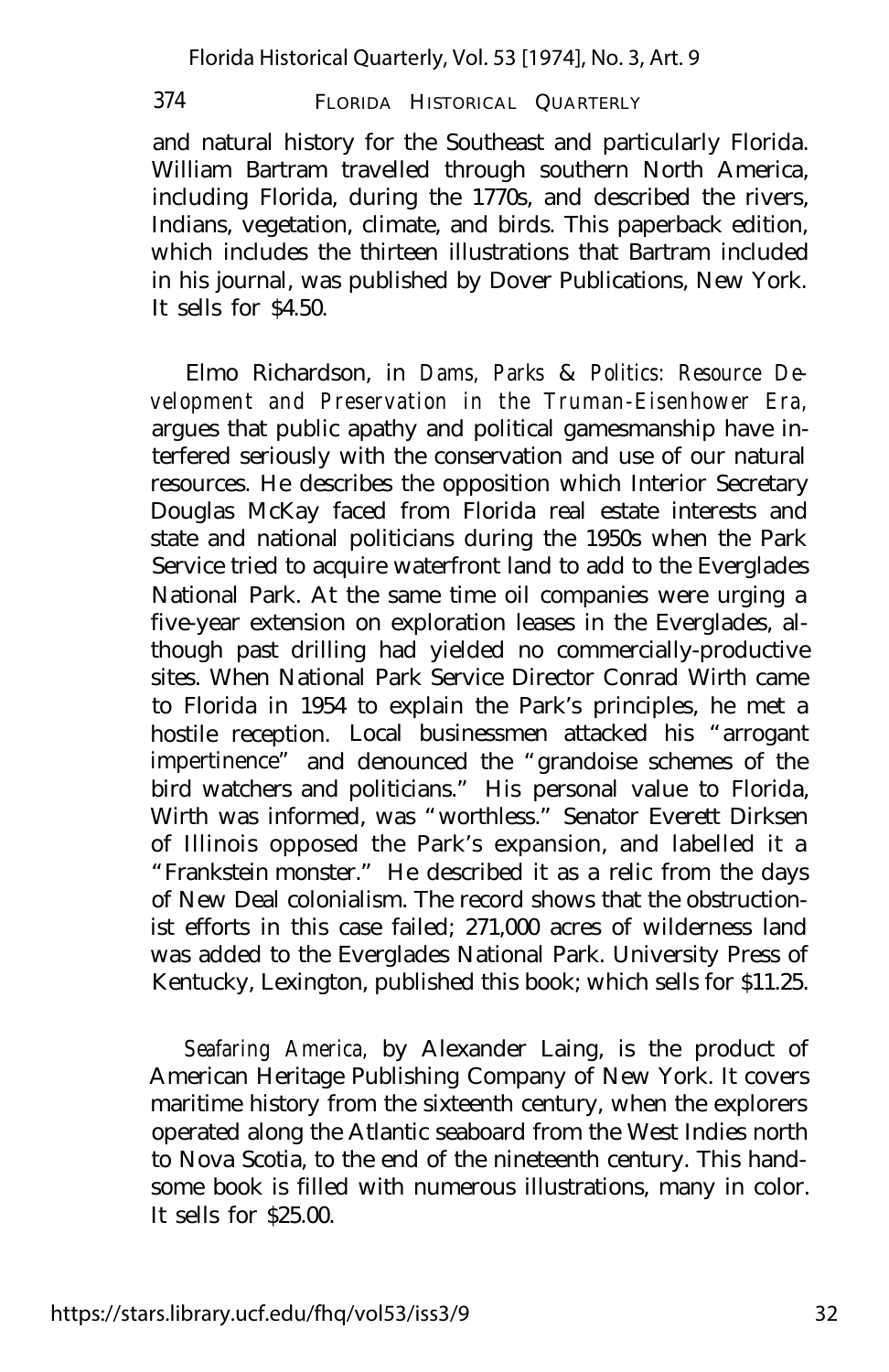and natural history for the Southeast and particularly Florida. William Bartram travelled through southern North America, including Florida, during the 1770s, and described the rivers, Indians, vegetation, climate, and birds. This paperback edition, which includes the thirteen illustrations that Bartram included in his journal, was published by Dover Publications, New York. It sells for $4.50.

Elmo Richardson, in *Dams, Parks & Politics: Resource Development and Preservation in the Truman-Eisenhower Era,* argues that public apathy and political gamesmanship have interfered seriously with the conservation and use of our natural resources. He describes the opposition which Interior Secretary Douglas McKay faced from Florida real estate interests and state and national politicians during the 1950s when the Park Service tried to acquire waterfront land to add to the Everglades National Park. At the same time oil companies were urging a five-year extension on exploration leases in the Everglades, although past drilling had yielded no commercially-productive sites. When National Park Service Director Conrad Wirth came to Florida in 1954 to explain the Park's principles, he met a hostile reception. Local businessmen attacked his "arrogant impertinence" and denounced the "grandoise schemes of the bird watchers and politicians." His personal value to Florida, Wirth was informed, was "worthless." Senator Everett Dirksen of Illinois opposed the Park's expansion, and labelled it a "Frankstein monster." He described it as a relic from the days of New Deal colonialism. The record shows that the obstructionist efforts in this case failed; 271,000 acres of wilderness land was added to the Everglades National Park. University Press of Kentucky, Lexington, published this book; which sells for $11.25.

*Seafaring America,* by Alexander Laing, is the product of American Heritage Publishing Company of New York. It covers maritime history from the sixteenth century, when the explorers operated along the Atlantic seaboard from the West Indies north to Nova Scotia, to the end of the nineteenth century. This handsome book is filled with numerous illustrations, many in color. It sells for $25.00.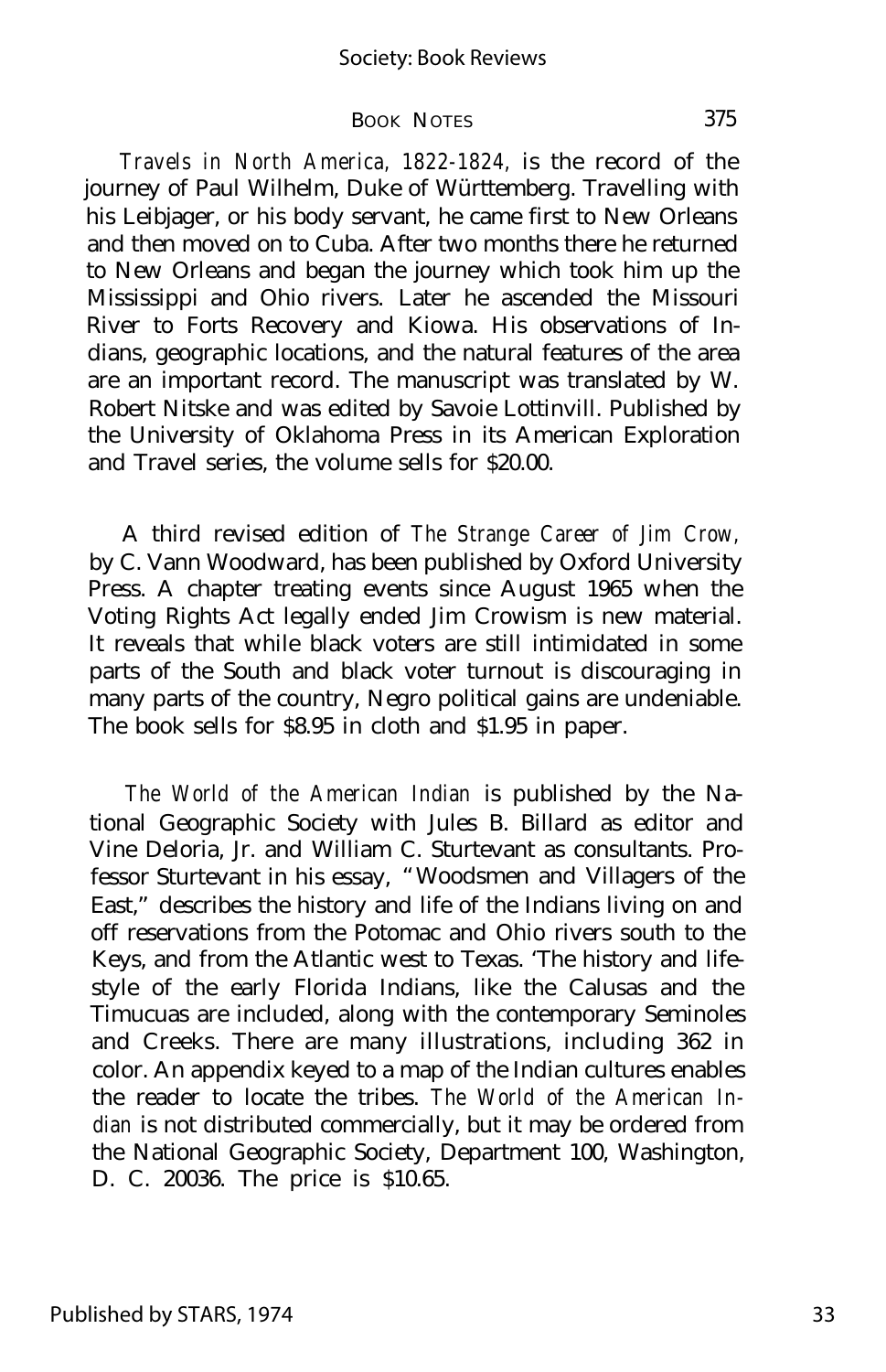*Travels in North America, 1822-1824,* is the record of the journey of Paul Wilhelm, Duke of Württemberg. Travelling with his Leibjager, or his body servant, he came first to New Orleans and then moved on to Cuba. After two months there he returned to New Orleans and began the journey which took him up the Mississippi and Ohio rivers. Later he ascended the Missouri River to Forts Recovery and Kiowa. His observations of Indians, geographic locations, and the natural features of the area are an important record. The manuscript was translated by W. Robert Nitske and was edited by Savoie Lottinvill. Published by the University of Oklahoma Press in its American Exploration and Travel series, the volume sells for $20.00.

A third revised edition of *The Strange Career of Jim Crow,* by C. Vann Woodward, has been published by Oxford University Press. A chapter treating events since August 1965 when the Voting Rights Act legally ended Jim Crowism is new material. It reveals that while black voters are still intimidated in some parts of the South and black voter turnout is discouraging in many parts of the country, Negro political gains are undeniable. The book sells for $8.95 in cloth and $1.95 in paper.

*The World of the American Indian* is published by the National Geographic Society with Jules B. Billard as editor and Vine Deloria, Jr. and William C. Sturtevant as consultants. Professor Sturtevant in his essay, "Woodsmen and Villagers of the East," describes the history and life of the Indians living on and off reservations from the Potomac and Ohio rivers south to the Keys, and from the Atlantic west to Texas. 'The history and lifestyle of the early Florida Indians, like the Calusas and the Timucuas are included, along with the contemporary Seminoles and Creeks. There are many illustrations, including 362 in color. An appendix keyed to a map of the Indian cultures enables the reader to locate the tribes. *The World of the American Indian* is not distributed commercially, but it may be ordered from the National Geographic Society, Department 100, Washington, D. C. 20036. The price is $10.65.